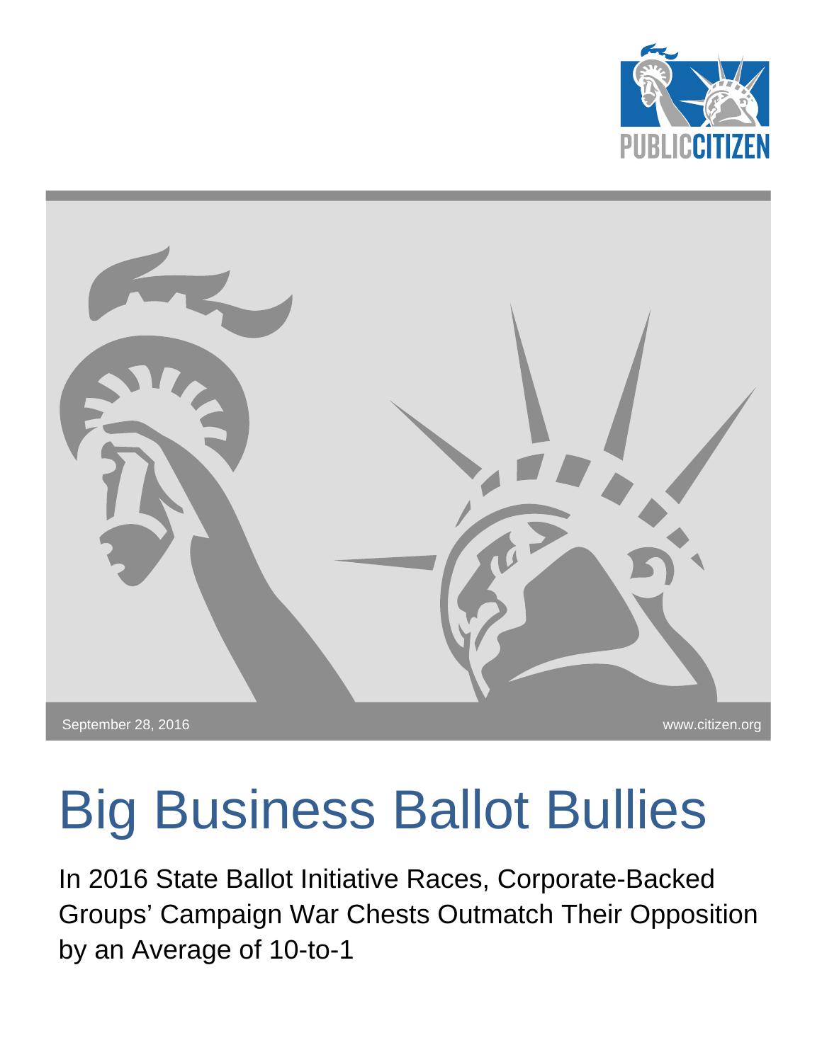September 28, 2016

www.citizen.org

# Big Business Ballot Bullies

In 2016 State Ballot Initiative Races, Corporate-Backed Groups' Campaign War Chests Outmatch Their Opposition by an Average of 10-to-1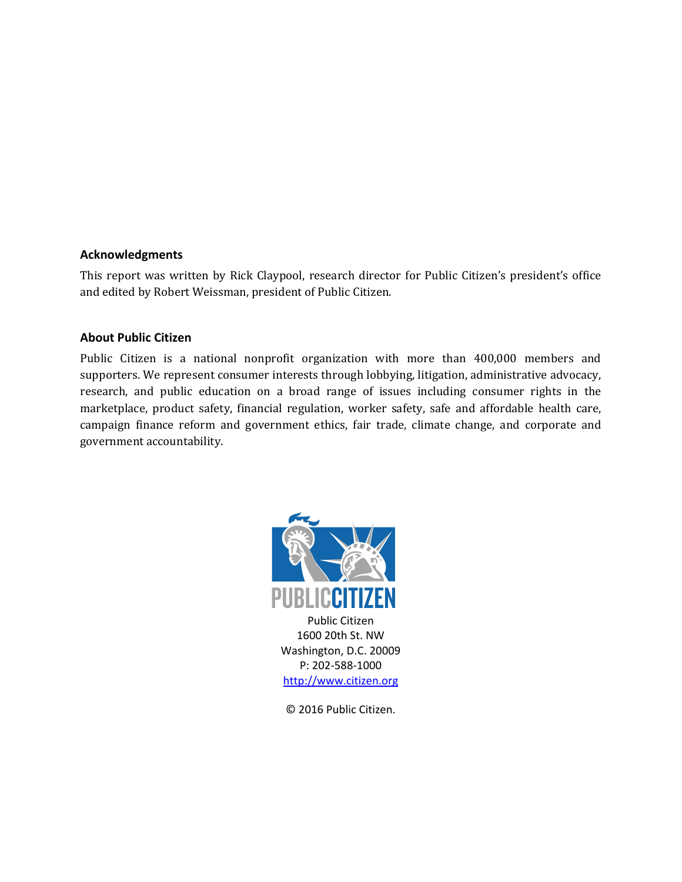## Acknowledgments

This report was written by Rick Claypool, research director for Public Citizen's president's office and edited by Robert Weissman, president of Public Citizen.

## About Public Citizen

Public Citizen is a national nonprofit organization with more than 400,000 members and supporters. We represent consumer interests through lobbying, litigation, administrative advocacy, research, and public education on a broad range of issues including consumer rights in the marketplace, product safety, financial regulation, worker safety, safe and affordable health care, campaign finance reform and government ethics, fair trade, climate change, and corporate and government accountability.

PUBLIC CITIZEN

Public Citizen
1600 20th St. NW
Washington, D.C. 20009
P: 202-588-1000
http://www.citizen.org

© 2016 Public Citizen.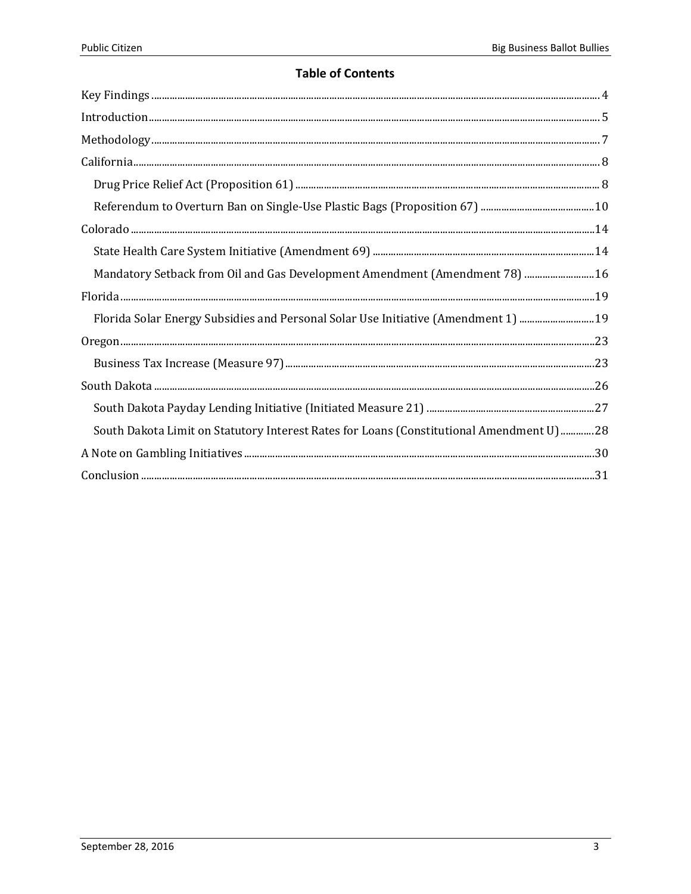## Table of Contents

- Key Findings ... 4
- Introduction ... 5
- Methodology ... 7
- California ... 8
  - Drug Price Relief Act (Proposition 61) ... 8
  - Referendum to Overturn Ban on Single-Use Plastic Bags (Proposition 67) ... 10
- Colorado ... 14
  - State Health Care System Initiative (Amendment 69) ... 14
  - Mandatory Setback from Oil and Gas Development Amendment (Amendment 78) ... 16
- Florida ... 19
  - Florida Solar Energy Subsidies and Personal Solar Use Initiative (Amendment 1) ... 19
- Oregon ... 23
  - Business Tax Increase (Measure 97) ... 23
- South Dakota ... 26
  - South Dakota Payday Lending Initiative (Initiated Measure 21) ... 27
  - South Dakota Limit on Statutory Interest Rates for Loans (Constitutional Amendment U) ... 28
- A Note on Gambling Initiatives ... 30
- Conclusion ... 31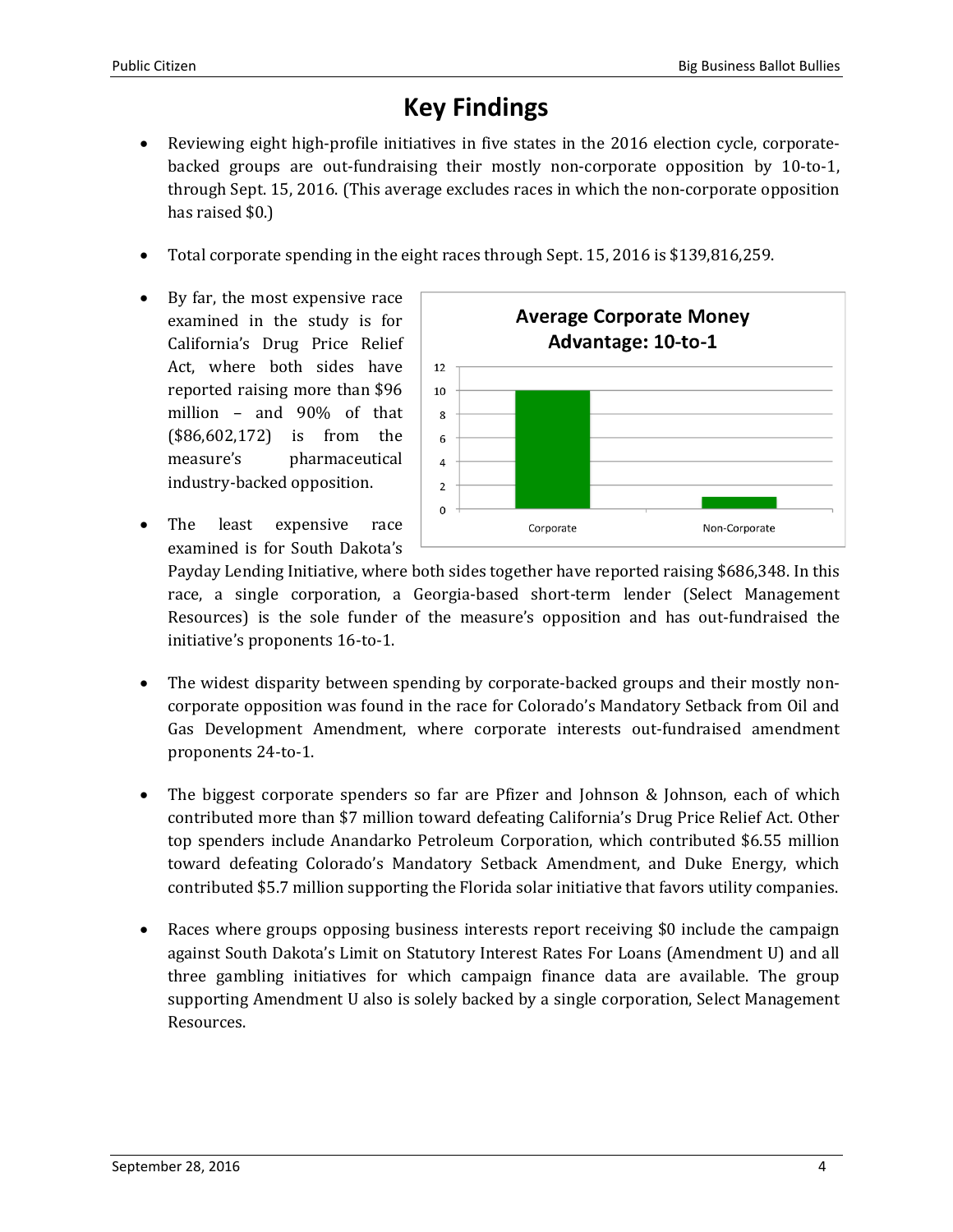# Key Findings

- Reviewing eight high-profile initiatives in five states in the 2016 election cycle, corporate-backed groups are out-fundraising their mostly non-corporate opposition by 10-to-1, through Sept. 15, 2016. (This average excludes races in which the non-corporate opposition has raised $0.)

- Total corporate spending in the eight races through Sept. 15, 2016 is $139,816,259.

- By far, the most expensive race examined in the study is for California's Drug Price Relief Act, where both sides have reported raising more than $96 million – and 90% of that ($86,602,172) is from the measure's pharmaceutical industry-backed opposition.

- The least expensive race examined is for South Dakota's Payday Lending Initiative, where both sides together have reported raising $686,348. In this race, a single corporation, a Georgia-based short-term lender (Select Management Resources) is the sole funder of the measure's opposition and has out-fundraised the initiative's proponents 16-to-1.

- The widest disparity between spending by corporate-backed groups and their mostly non-corporate opposition was found in the race for Colorado's Mandatory Setback from Oil and Gas Development Amendment, where corporate interests out-fundraised amendment proponents 24-to-1.

- The biggest corporate spenders so far are Pfizer and Johnson & Johnson, each of which contributed more than $7 million toward defeating California's Drug Price Relief Act. Other top spenders include Anandarko Petroleum Corporation, which contributed $6.55 million toward defeating Colorado's Mandatory Setback Amendment, and Duke Energy, which contributed $5.7 million supporting the Florida solar initiative that favors utility companies.

- Races where groups opposing business interests report receiving $0 include the campaign against South Dakota's Limit on Statutory Interest Rates For Loans (Amendment U) and all three gambling initiatives for which campaign finance data are available. The group supporting Amendment U also is solely backed by a single corporation, Select Management Resources.

**Average Corporate Money Advantage: 10-to-1**

| | Value |
|---|---|
| Corporate | 10 |
| Non-Corporate | 1 |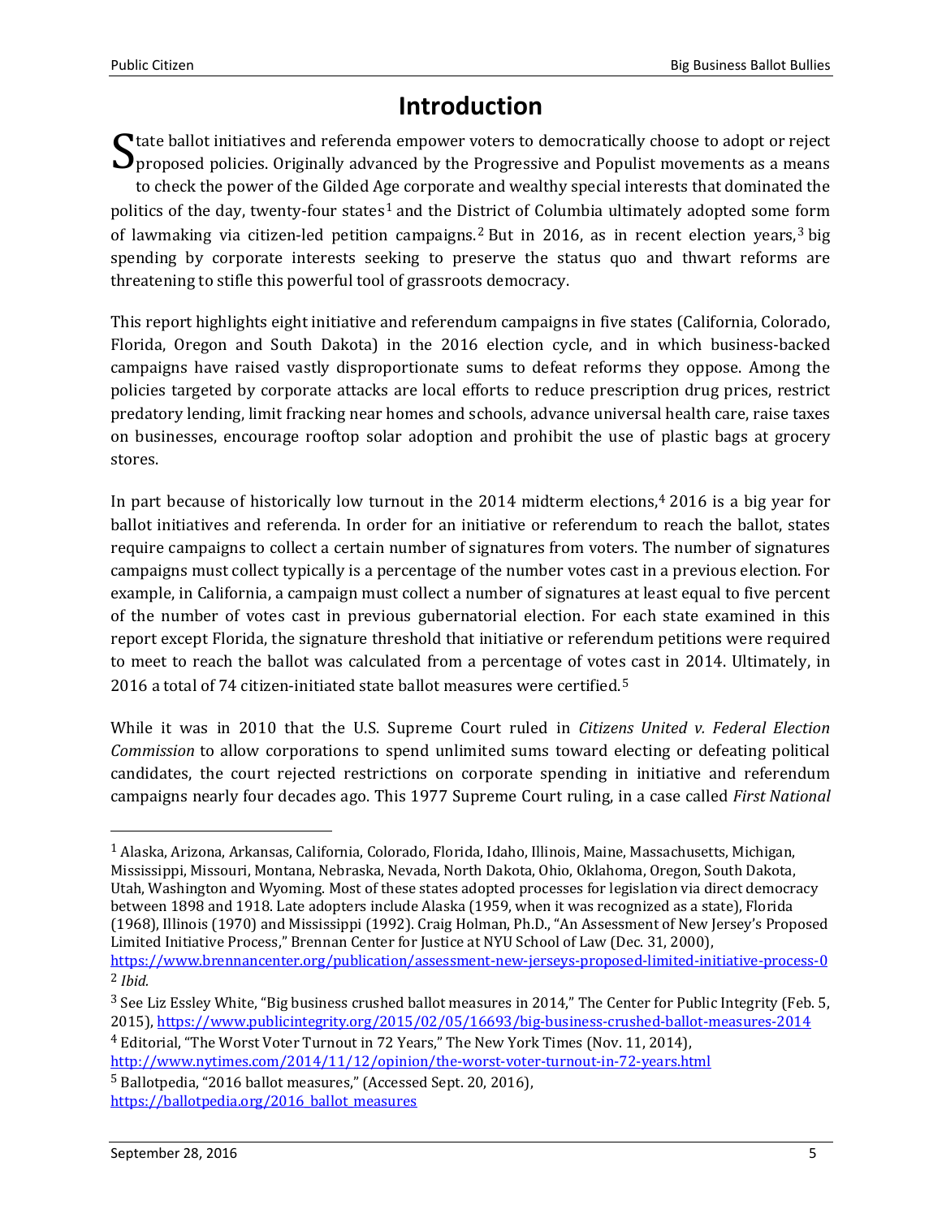# Introduction

State ballot initiatives and referenda empower voters to democratically choose to adopt or reject proposed policies. Originally advanced by the Progressive and Populist movements as a means to check the power of the Gilded Age corporate and wealthy special interests that dominated the politics of the day, twenty-four states[1] and the District of Columbia ultimately adopted some form of lawmaking via citizen-led petition campaigns.[2] But in 2016, as in recent election years,[3] big spending by corporate interests seeking to preserve the status quo and thwart reforms are threatening to stifle this powerful tool of grassroots democracy.

This report highlights eight initiative and referendum campaigns in five states (California, Colorado, Florida, Oregon and South Dakota) in the 2016 election cycle, and in which business-backed campaigns have raised vastly disproportionate sums to defeat reforms they oppose. Among the policies targeted by corporate attacks are local efforts to reduce prescription drug prices, restrict predatory lending, limit fracking near homes and schools, advance universal health care, raise taxes on businesses, encourage rooftop solar adoption and prohibit the use of plastic bags at grocery stores.

In part because of historically low turnout in the 2014 midterm elections,[4] 2016 is a big year for ballot initiatives and referenda. In order for an initiative or referendum to reach the ballot, states require campaigns to collect a certain number of signatures from voters. The number of signatures campaigns must collect typically is a percentage of the number votes cast in a previous election. For example, in California, a campaign must collect a number of signatures at least equal to five percent of the number of votes cast in previous gubernatorial election. For each state examined in this report except Florida, the signature threshold that initiative or referendum petitions were required to meet to reach the ballot was calculated from a percentage of votes cast in 2014. Ultimately, in 2016 a total of 74 citizen-initiated state ballot measures were certified.[5]

While it was in 2010 that the U.S. Supreme Court ruled in *Citizens United v. Federal Election Commission* to allow corporations to spend unlimited sums toward electing or defeating political candidates, the court rejected restrictions on corporate spending in initiative and referendum campaigns nearly four decades ago. This 1977 Supreme Court ruling, in a case called *First National*

---

[1] Alaska, Arizona, Arkansas, California, Colorado, Florida, Idaho, Illinois, Maine, Massachusetts, Michigan, Mississippi, Missouri, Montana, Nebraska, Nevada, North Dakota, Ohio, Oklahoma, Oregon, South Dakota, Utah, Washington and Wyoming. Most of these states adopted processes for legislation via direct democracy between 1898 and 1918. Late adopters include Alaska (1959, when it was recognized as a state), Florida (1968), Illinois (1970) and Mississippi (1992). Craig Holman, Ph.D., "An Assessment of New Jersey's Proposed Limited Initiative Process," Brennan Center for Justice at NYU School of Law (Dec. 31, 2000), https://www.brennancenter.org/publication/assessment-new-jerseys-proposed-limited-initiative-process-0

[2] *Ibid.*

[3] See Liz Essley White, "Big business crushed ballot measures in 2014," The Center for Public Integrity (Feb. 5, 2015), https://www.publicintegrity.org/2015/02/05/16693/big-business-crushed-ballot-measures-2014

[4] Editorial, "The Worst Voter Turnout in 72 Years," The New York Times (Nov. 11, 2014), http://www.nytimes.com/2014/11/12/opinion/the-worst-voter-turnout-in-72-years.html

[5] Ballotpedia, "2016 ballot measures," (Accessed Sept. 20, 2016), https://ballotpedia.org/2016_ballot_measures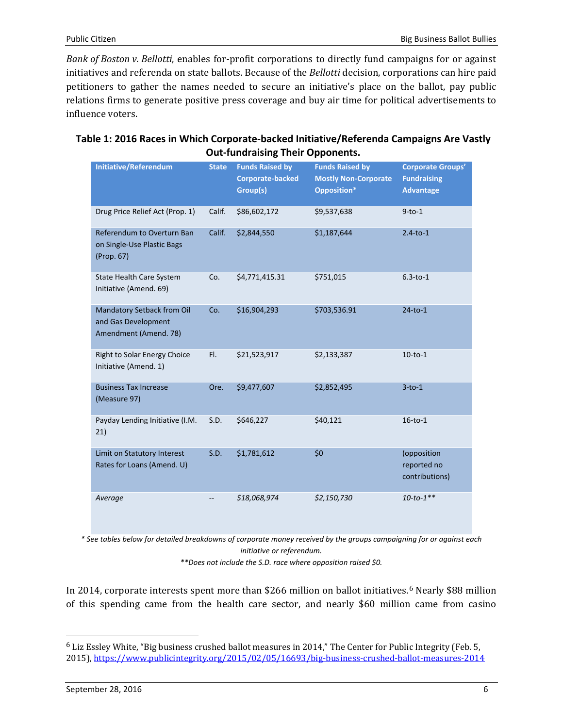*Bank of Boston v. Bellotti*, enables for-profit corporations to directly fund campaigns for or against initiatives and referenda on state ballots. Because of the *Bellotti* decision, corporations can hire paid petitioners to gather the names needed to secure an initiative's place on the ballot, pay public relations firms to generate positive press coverage and buy air time for political advertisements to influence voters.

**Table 1: 2016 Races in Which Corporate-backed Initiative/Referenda Campaigns Are Vastly Out-fundraising Their Opponents.**

| Initiative/Referendum | State | Funds Raised by Corporate-backed Group(s) | Funds Raised by Mostly Non-Corporate Opposition* | Corporate Groups' Fundraising Advantage |
|---|---|---|---|---|
| Drug Price Relief Act (Prop. 1) | Calif. | $86,602,172 | $9,537,638 | 9-to-1 |
| Referendum to Overturn Ban on Single-Use Plastic Bags (Prop. 67) | Calif. | $2,844,550 | $1,187,644 | 2.4-to-1 |
| State Health Care System Initiative (Amend. 69) | Co. | $4,771,415.31 | $751,015 | 6.3-to-1 |
| Mandatory Setback from Oil and Gas Development Amendment (Amend. 78) | Co. | $16,904,293 | $703,536.91 | 24-to-1 |
| Right to Solar Energy Choice Initiative (Amend. 1) | Fl. | $21,523,917 | $2,133,387 | 10-to-1 |
| Business Tax Increase (Measure 97) | Ore. | $9,477,607 | $2,852,495 | 3-to-1 |
| Payday Lending Initiative (I.M. 21) | S.D. | $646,227 | $40,121 | 16-to-1 |
| Limit on Statutory Interest Rates for Loans (Amend. U) | S.D. | $1,781,612 | $0 | (opposition reported no contributions) |
| *Average* | -- | *$18,068,974* | *$2,150,730* | *10-to-1*** |

*\* See tables below for detailed breakdowns of corporate money received by the groups campaigning for or against each initiative or referendum.*

*\*\*Does not include the S.D. race where opposition raised $0.*

In 2014, corporate interests spent more than $266 million on ballot initiatives.[6] Nearly $88 million of this spending came from the health care sector, and nearly $60 million came from casino

---

[6] Liz Essley White, "Big business crushed ballot measures in 2014," The Center for Public Integrity (Feb. 5, 2015), https://www.publicintegrity.org/2015/02/05/16693/big-business-crushed-ballot-measures-2014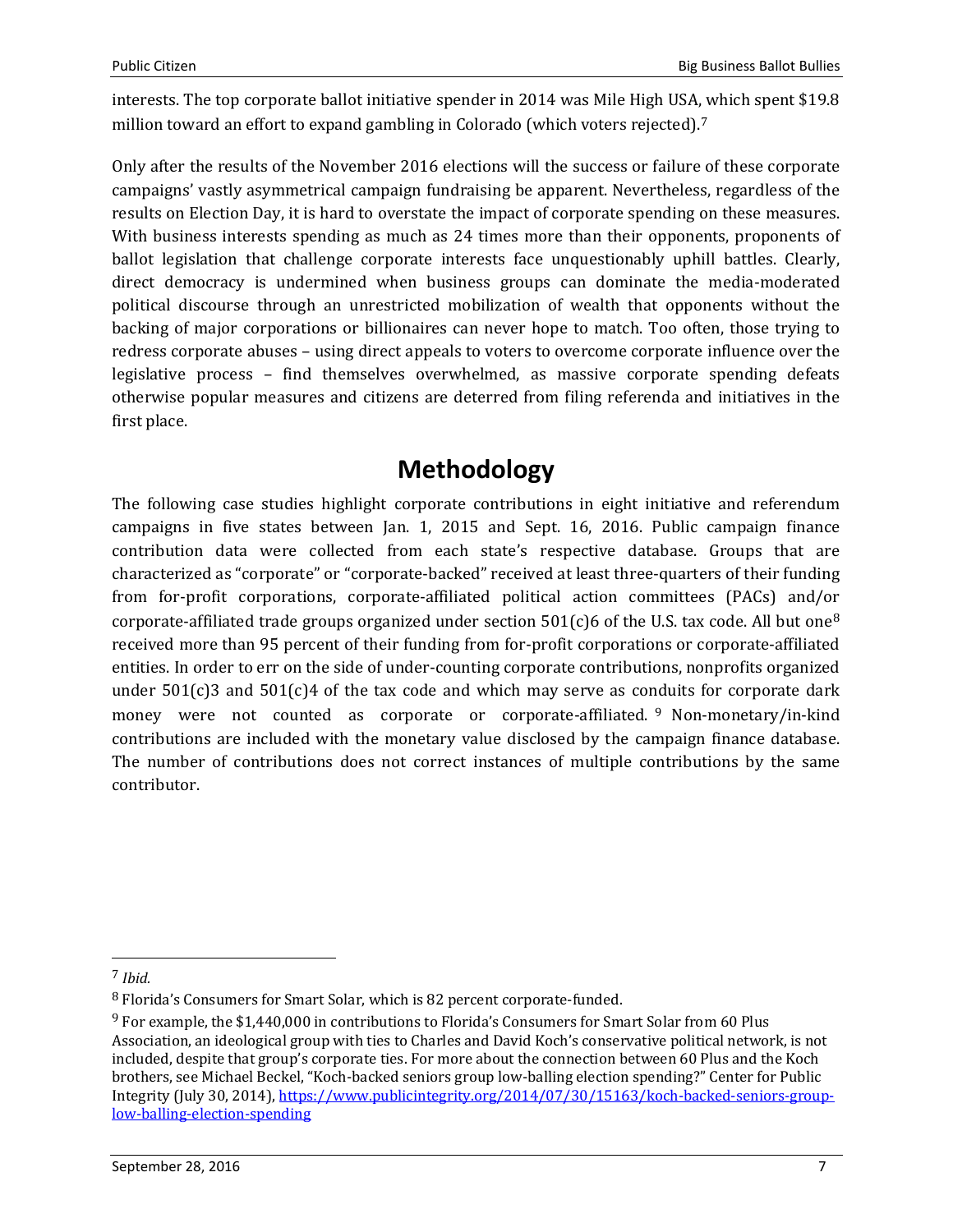interests. The top corporate ballot initiative spender in 2014 was Mile High USA, which spent $19.8 million toward an effort to expand gambling in Colorado (which voters rejected).[7]

Only after the results of the November 2016 elections will the success or failure of these corporate campaigns' vastly asymmetrical campaign fundraising be apparent. Nevertheless, regardless of the results on Election Day, it is hard to overstate the impact of corporate spending on these measures. With business interests spending as much as 24 times more than their opponents, proponents of ballot legislation that challenge corporate interests face unquestionably uphill battles. Clearly, direct democracy is undermined when business groups can dominate the media-moderated political discourse through an unrestricted mobilization of wealth that opponents without the backing of major corporations or billionaires can never hope to match. Too often, those trying to redress corporate abuses – using direct appeals to voters to overcome corporate influence over the legislative process – find themselves overwhelmed, as massive corporate spending defeats otherwise popular measures and citizens are deterred from filing referenda and initiatives in the first place.

# Methodology

The following case studies highlight corporate contributions in eight initiative and referendum campaigns in five states between Jan. 1, 2015 and Sept. 16, 2016. Public campaign finance contribution data were collected from each state's respective database. Groups that are characterized as "corporate" or "corporate-backed" received at least three-quarters of their funding from for-profit corporations, corporate-affiliated political action committees (PACs) and/or corporate-affiliated trade groups organized under section 501(c)6 of the U.S. tax code. All but one[8] received more than 95 percent of their funding from for-profit corporations or corporate-affiliated entities. In order to err on the side of under-counting corporate contributions, nonprofits organized under 501(c)3 and 501(c)4 of the tax code and which may serve as conduits for corporate dark money were not counted as corporate or corporate-affiliated.[9] Non-monetary/in-kind contributions are included with the monetary value disclosed by the campaign finance database. The number of contributions does not correct instances of multiple contributions by the same contributor.

---

[7] *Ibid.*

[8] Florida's Consumers for Smart Solar, which is 82 percent corporate-funded.

[9] For example, the $1,440,000 in contributions to Florida's Consumers for Smart Solar from 60 Plus Association, an ideological group with ties to Charles and David Koch's conservative political network, is not included, despite that group's corporate ties. For more about the connection between 60 Plus and the Koch brothers, see Michael Beckel, "Koch-backed seniors group low-balling election spending?" Center for Public Integrity (July 30, 2014), [https://www.publicintegrity.org/2014/07/30/15163/koch-backed-seniors-group-low-balling-election-spending](https://www.publicintegrity.org/2014/07/30/15163/koch-backed-seniors-group-low-balling-election-spending)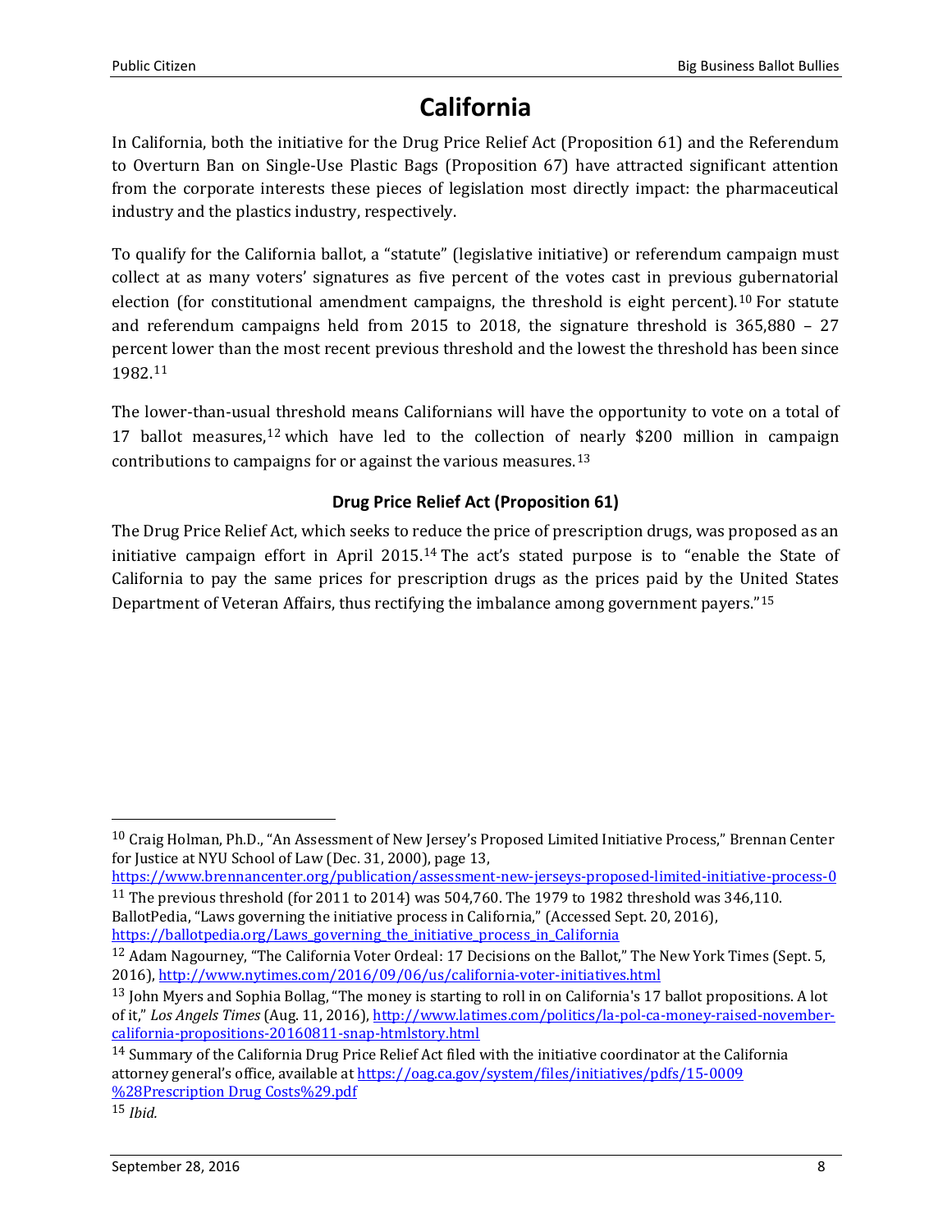# California

In California, both the initiative for the Drug Price Relief Act (Proposition 61) and the Referendum to Overturn Ban on Single-Use Plastic Bags (Proposition 67) have attracted significant attention from the corporate interests these pieces of legislation most directly impact: the pharmaceutical industry and the plastics industry, respectively.

To qualify for the California ballot, a "statute" (legislative initiative) or referendum campaign must collect at as many voters' signatures as five percent of the votes cast in previous gubernatorial election (for constitutional amendment campaigns, the threshold is eight percent).[10] For statute and referendum campaigns held from 2015 to 2018, the signature threshold is 365,880 – 27 percent lower than the most recent previous threshold and the lowest the threshold has been since 1982.[11]

The lower-than-usual threshold means Californians will have the opportunity to vote on a total of 17 ballot measures,[12] which have led to the collection of nearly $200 million in campaign contributions to campaigns for or against the various measures.[13]

### Drug Price Relief Act (Proposition 61)

The Drug Price Relief Act, which seeks to reduce the price of prescription drugs, was proposed as an initiative campaign effort in April 2015.[14] The act's stated purpose is to "enable the State of California to pay the same prices for prescription drugs as the prices paid by the United States Department of Veteran Affairs, thus rectifying the imbalance among government payers."[15]

---

[10] Craig Holman, Ph.D., "An Assessment of New Jersey's Proposed Limited Initiative Process," Brennan Center for Justice at NYU School of Law (Dec. 31, 2000), page 13, https://www.brennancenter.org/publication/assessment-new-jerseys-proposed-limited-initiative-process-0

[11] The previous threshold (for 2011 to 2014) was 504,760. The 1979 to 1982 threshold was 346,110. BallotPedia, "Laws governing the initiative process in California," (Accessed Sept. 20, 2016), https://ballotpedia.org/Laws_governing_the_initiative_process_in_California

[12] Adam Nagourney, "The California Voter Ordeal: 17 Decisions on the Ballot," The New York Times (Sept. 5, 2016), http://www.nytimes.com/2016/09/06/us/california-voter-initiatives.html

[13] John Myers and Sophia Bollag, "The money is starting to roll in on California's 17 ballot propositions. A lot of it," *Los Angels Times* (Aug. 11, 2016), http://www.latimes.com/politics/la-pol-ca-money-raised-november-california-propositions-20160811-snap-htmlstory.html

[14] Summary of the California Drug Price Relief Act filed with the initiative coordinator at the California attorney general's office, available at https://oag.ca.gov/system/files/initiatives/pdfs/15-0009 %28Prescription Drug Costs%29.pdf

[15] *Ibid.*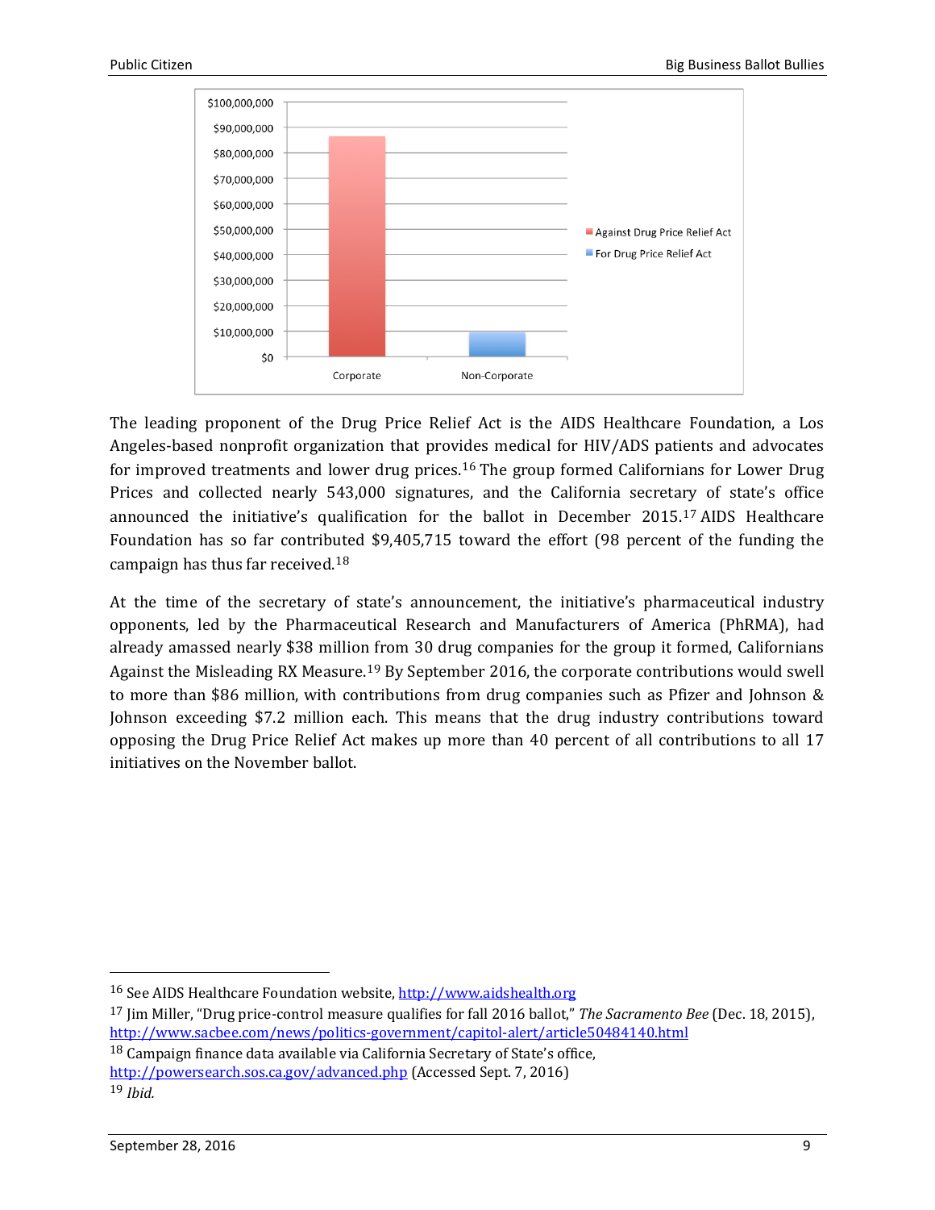The leading proponent of the Drug Price Relief Act is the AIDS Healthcare Foundation, a Los Angeles-based nonprofit organization that provides medical for HIV/ADS patients and advocates for improved treatments and lower drug prices.[16] The group formed Californians for Lower Drug Prices and collected nearly 543,000 signatures, and the California secretary of state's office announced the initiative's qualification for the ballot in December 2015.[17] AIDS Healthcare Foundation has so far contributed $9,405,715 toward the effort (98 percent of the funding the campaign has thus far received.[18]

At the time of the secretary of state's announcement, the initiative's pharmaceutical industry opponents, led by the Pharmaceutical Research and Manufacturers of America (PhRMA), had already amassed nearly $38 million from 30 drug companies for the group it formed, Californians Against the Misleading RX Measure.[19] By September 2016, the corporate contributions would swell to more than $86 million, with contributions from drug companies such as Pfizer and Johnson & Johnson exceeding $7.2 million each. This means that the drug industry contributions toward opposing the Drug Price Relief Act makes up more than 40 percent of all contributions to all 17 initiatives on the November ballot.

---

[16] See AIDS Healthcare Foundation website, http://www.aidshealth.org

[17] Jim Miller, "Drug price-control measure qualifies for fall 2016 ballot," *The Sacramento Bee* (Dec. 18, 2015), http://www.sacbee.com/news/politics-government/capitol-alert/article50484140.html

[18] Campaign finance data available via California Secretary of State's office, http://powersearch.sos.ca.gov/advanced.php (Accessed Sept. 7, 2016)

[19] *Ibid.*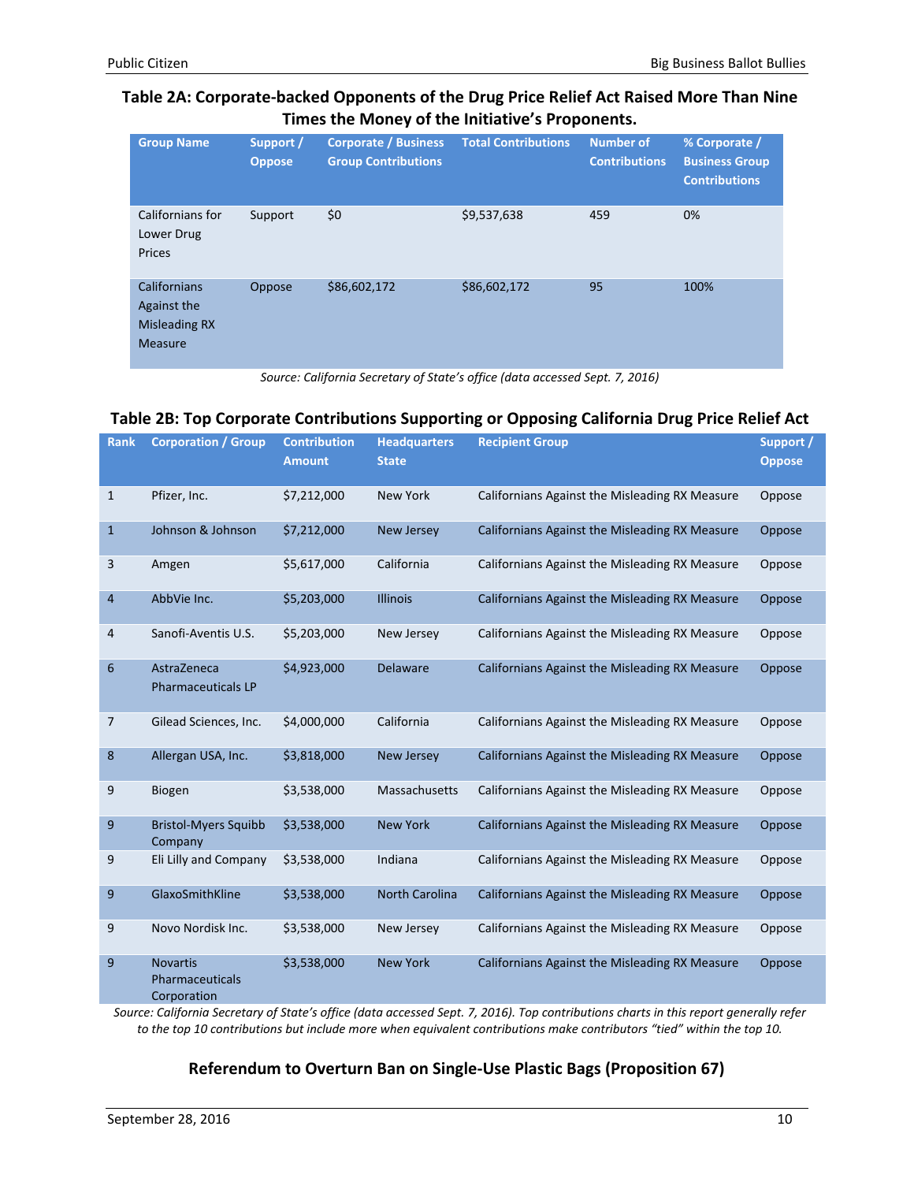### Table 2A: Corporate-backed Opponents of the Drug Price Relief Act Raised More Than Nine Times the Money of the Initiative's Proponents.

| Group Name | Support / Oppose | Corporate / Business Group Contributions | Total Contributions | Number of Contributions | % Corporate / Business Group Contributions |
|---|---|---|---|---|---|
| Californians for Lower Drug Prices | Support | $0 | $9,537,638 | 459 | 0% |
| Californians Against the Misleading RX Measure | Oppose | $86,602,172 | $86,602,172 | 95 | 100% |

*Source: California Secretary of State's office (data accessed Sept. 7, 2016)*

### Table 2B: Top Corporate Contributions Supporting or Opposing California Drug Price Relief Act

| Rank | Corporation / Group | Contribution Amount | Headquarters State | Recipient Group | Support / Oppose |
|---|---|---|---|---|---|
| 1 | Pfizer, Inc. | $7,212,000 | New York | Californians Against the Misleading RX Measure | Oppose |
| 1 | Johnson & Johnson | $7,212,000 | New Jersey | Californians Against the Misleading RX Measure | Oppose |
| 3 | Amgen | $5,617,000 | California | Californians Against the Misleading RX Measure | Oppose |
| 4 | AbbVie Inc. | $5,203,000 | Illinois | Californians Against the Misleading RX Measure | Oppose |
| 4 | Sanofi-Aventis U.S. | $5,203,000 | New Jersey | Californians Against the Misleading RX Measure | Oppose |
| 6 | AstraZeneca Pharmaceuticals LP | $4,923,000 | Delaware | Californians Against the Misleading RX Measure | Oppose |
| 7 | Gilead Sciences, Inc. | $4,000,000 | California | Californians Against the Misleading RX Measure | Oppose |
| 8 | Allergan USA, Inc. | $3,818,000 | New Jersey | Californians Against the Misleading RX Measure | Oppose |
| 9 | Biogen | $3,538,000 | Massachusetts | Californians Against the Misleading RX Measure | Oppose |
| 9 | Bristol-Myers Squibb Company | $3,538,000 | New York | Californians Against the Misleading RX Measure | Oppose |
| 9 | Eli Lilly and Company | $3,538,000 | Indiana | Californians Against the Misleading RX Measure | Oppose |
| 9 | GlaxoSmithKline | $3,538,000 | North Carolina | Californians Against the Misleading RX Measure | Oppose |
| 9 | Novo Nordisk Inc. | $3,538,000 | New Jersey | Californians Against the Misleading RX Measure | Oppose |
| 9 | Novartis Pharmaceuticals Corporation | $3,538,000 | New York | Californians Against the Misleading RX Measure | Oppose |

*Source: California Secretary of State's office (data accessed Sept. 7, 2016). Top contributions charts in this report generally refer to the top 10 contributions but include more when equivalent contributions make contributors "tied" within the top 10.*

## Referendum to Overturn Ban on Single-Use Plastic Bags (Proposition 67)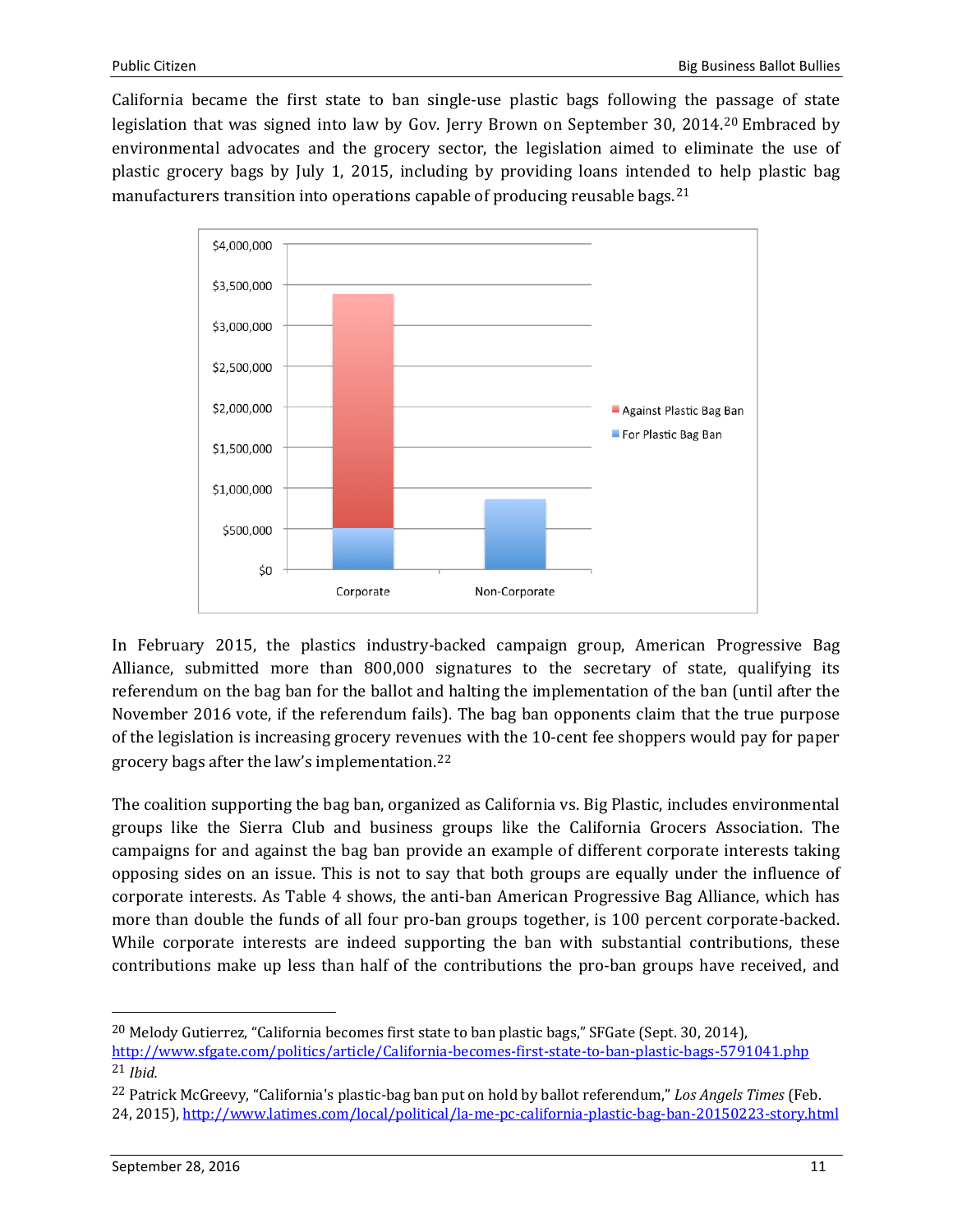California became the first state to ban single-use plastic bags following the passage of state legislation that was signed into law by Gov. Jerry Brown on September 30, 2014.[20] Embraced by environmental advocates and the grocery sector, the legislation aimed to eliminate the use of plastic grocery bags by July 1, 2015, including by providing loans intended to help plastic bag manufacturers transition into operations capable of producing reusable bags.[21]

In February 2015, the plastics industry-backed campaign group, American Progressive Bag Alliance, submitted more than 800,000 signatures to the secretary of state, qualifying its referendum on the bag ban for the ballot and halting the implementation of the ban (until after the November 2016 vote, if the referendum fails). The bag ban opponents claim that the true purpose of the legislation is increasing grocery revenues with the 10-cent fee shoppers would pay for paper grocery bags after the law's implementation.[22]

The coalition supporting the bag ban, organized as California vs. Big Plastic, includes environmental groups like the Sierra Club and business groups like the California Grocers Association. The campaigns for and against the bag ban provide an example of different corporate interests taking opposing sides on an issue. This is not to say that both groups are equally under the influence of corporate interests. As Table 4 shows, the anti-ban American Progressive Bag Alliance, which has more than double the funds of all four pro-ban groups together, is 100 percent corporate-backed. While corporate interests are indeed supporting the ban with substantial contributions, these contributions make up less than half of the contributions the pro-ban groups have received, and

---

[20] Melody Gutierrez, "California becomes first state to ban plastic bags," SFGate (Sept. 30, 2014), http://www.sfgate.com/politics/article/California-becomes-first-state-to-ban-plastic-bags-5791041.php

[21] *Ibid.*

[22] Patrick McGreevy, "California's plastic-bag ban put on hold by ballot referendum," *Los Angels Times* (Feb. 24, 2015), http://www.latimes.com/local/political/la-me-pc-california-plastic-bag-ban-20150223-story.html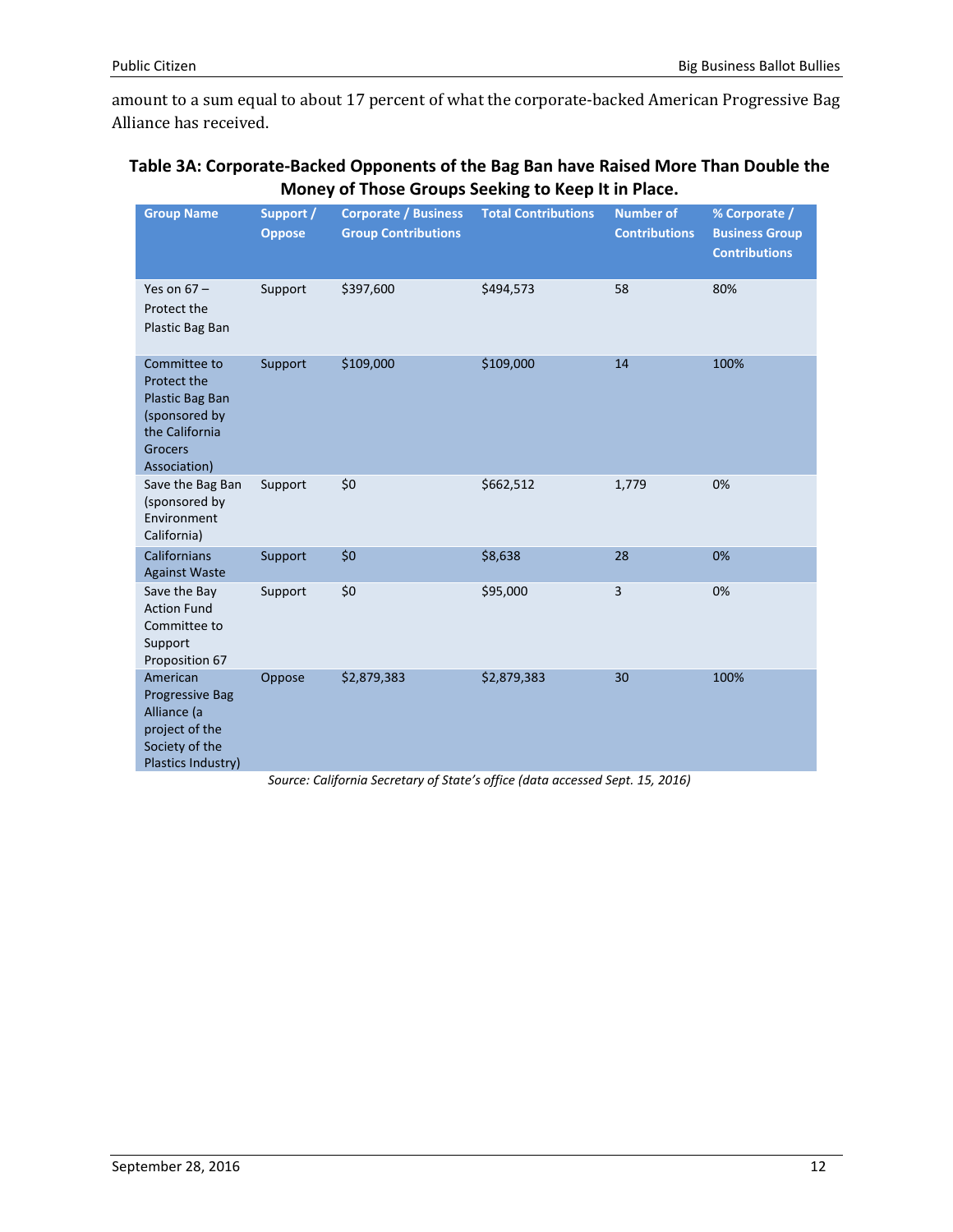amount to a sum equal to about 17 percent of what the corporate-backed American Progressive Bag Alliance has received.

**Table 3A: Corporate-Backed Opponents of the Bag Ban have Raised More Than Double the Money of Those Groups Seeking to Keep It in Place.**

| Group Name | Support / Oppose | Corporate / Business Group Contributions | Total Contributions | Number of Contributions | % Corporate / Business Group Contributions |
|---|---|---|---|---|---|
| Yes on 67 – Protect the Plastic Bag Ban | Support | $397,600 | $494,573 | 58 | 80% |
| Committee to Protect the Plastic Bag Ban (sponsored by the California Grocers Association) | Support | $109,000 | $109,000 | 14 | 100% |
| Save the Bag Ban (sponsored by Environment California) | Support | $0 | $662,512 | 1,779 | 0% |
| Californians Against Waste | Support | $0 | $8,638 | 28 | 0% |
| Save the Bay Action Fund Committee to Support Proposition 67 | Support | $0 | $95,000 | 3 | 0% |
| American Progressive Bag Alliance (a project of the Society of the Plastics Industry) | Oppose | $2,879,383 | $2,879,383 | 30 | 100% |

*Source: California Secretary of State's office (data accessed Sept. 15, 2016)*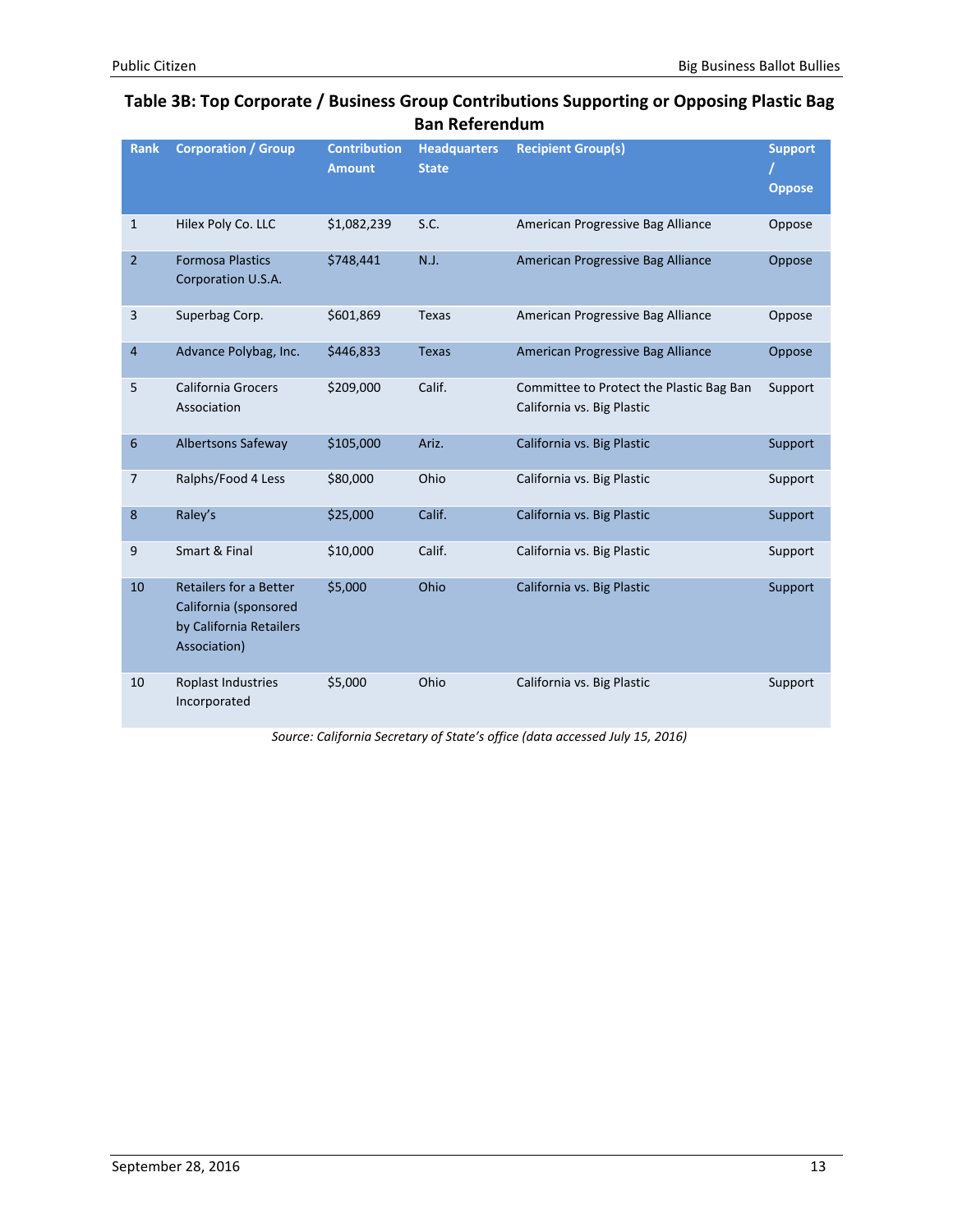### Table 3B: Top Corporate / Business Group Contributions Supporting or Opposing Plastic Bag Ban Referendum

| Rank | Corporation / Group | Contribution Amount | Headquarters State | Recipient Group(s) | Support / Oppose |
|---|---|---|---|---|---|
| 1 | Hilex Poly Co. LLC | $1,082,239 | S.C. | American Progressive Bag Alliance | Oppose |
| 2 | Formosa Plastics Corporation U.S.A. | $748,441 | N.J. | American Progressive Bag Alliance | Oppose |
| 3 | Superbag Corp. | $601,869 | Texas | American Progressive Bag Alliance | Oppose |
| 4 | Advance Polybag, Inc. | $446,833 | Texas | American Progressive Bag Alliance | Oppose |
| 5 | California Grocers Association | $209,000 | Calif. | Committee to Protect the Plastic Bag Ban California vs. Big Plastic | Support |
| 6 | Albertsons Safeway | $105,000 | Ariz. | California vs. Big Plastic | Support |
| 7 | Ralphs/Food 4 Less | $80,000 | Ohio | California vs. Big Plastic | Support |
| 8 | Raley's | $25,000 | Calif. | California vs. Big Plastic | Support |
| 9 | Smart & Final | $10,000 | Calif. | California vs. Big Plastic | Support |
| 10 | Retailers for a Better California (sponsored by California Retailers Association) | $5,000 | Ohio | California vs. Big Plastic | Support |
| 10 | Roplast Industries Incorporated | $5,000 | Ohio | California vs. Big Plastic | Support |

*Source: California Secretary of State's office (data accessed July 15, 2016)*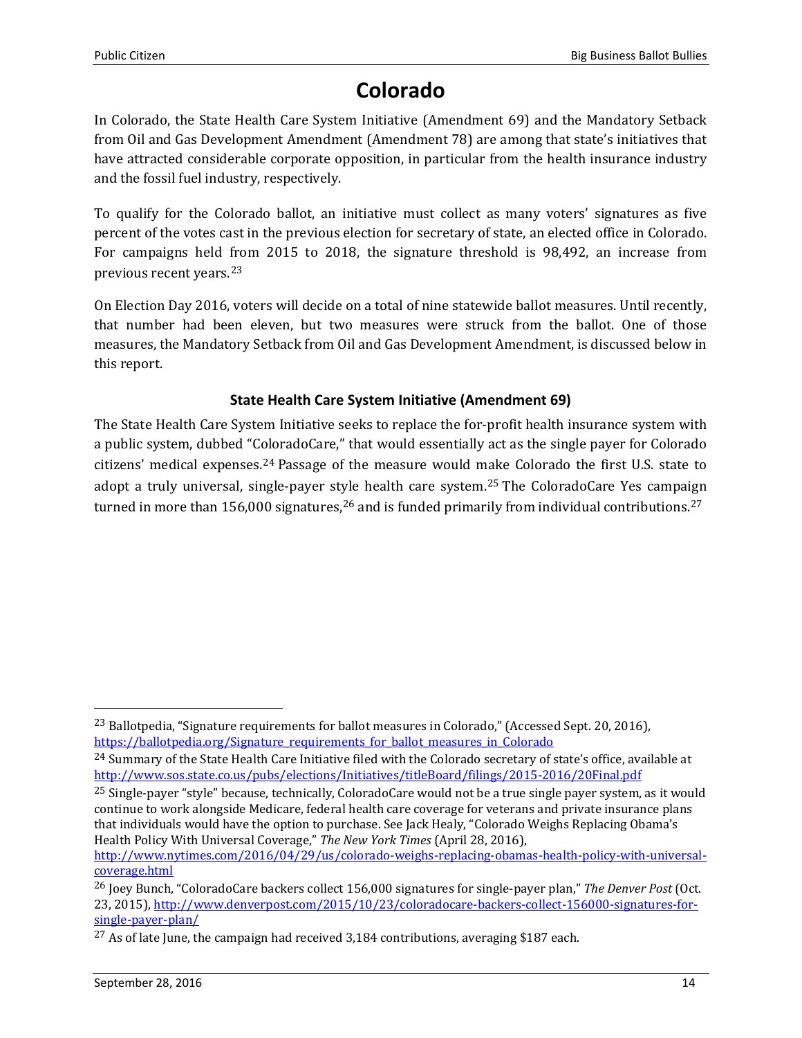# Colorado

In Colorado, the State Health Care System Initiative (Amendment 69) and the Mandatory Setback from Oil and Gas Development Amendment (Amendment 78) are among that state's initiatives that have attracted considerable corporate opposition, in particular from the health insurance industry and the fossil fuel industry, respectively.

To qualify for the Colorado ballot, an initiative must collect as many voters' signatures as five percent of the votes cast in the previous election for secretary of state, an elected office in Colorado. For campaigns held from 2015 to 2018, the signature threshold is 98,492, an increase from previous recent years.[23]

On Election Day 2016, voters will decide on a total of nine statewide ballot measures. Until recently, that number had been eleven, but two measures were struck from the ballot. One of those measures, the Mandatory Setback from Oil and Gas Development Amendment, is discussed below in this report.

### State Health Care System Initiative (Amendment 69)

The State Health Care System Initiative seeks to replace the for-profit health insurance system with a public system, dubbed "ColoradoCare," that would essentially act as the single payer for Colorado citizens' medical expenses.[24] Passage of the measure would make Colorado the first U.S. state to adopt a truly universal, single-payer style health care system.[25] The ColoradoCare Yes campaign turned in more than 156,000 signatures,[26] and is funded primarily from individual contributions.[27]

---

[23] Ballotpedia, "Signature requirements for ballot measures in Colorado," (Accessed Sept. 20, 2016), https://ballotpedia.org/Signature_requirements_for_ballot_measures_in_Colorado

[24] Summary of the State Health Care Initiative filed with the Colorado secretary of state's office, available at http://www.sos.state.co.us/pubs/elections/Initiatives/titleBoard/filings/2015-2016/20Final.pdf

[25] Single-payer "style" because, technically, ColoradoCare would not be a true single payer system, as it would continue to work alongside Medicare, federal health care coverage for veterans and private insurance plans that individuals would have the option to purchase. See Jack Healy, "Colorado Weighs Replacing Obama's Health Policy With Universal Coverage," *The New York Times* (April 28, 2016), http://www.nytimes.com/2016/04/29/us/colorado-weighs-replacing-obamas-health-policy-with-universal-coverage.html

[26] Joey Bunch, "ColoradoCare backers collect 156,000 signatures for single-payer plan," *The Denver Post* (Oct. 23, 2015), http://www.denverpost.com/2015/10/23/coloradocare-backers-collect-156000-signatures-for-single-payer-plan/

[27] As of late June, the campaign had received 3,184 contributions, averaging $187 each.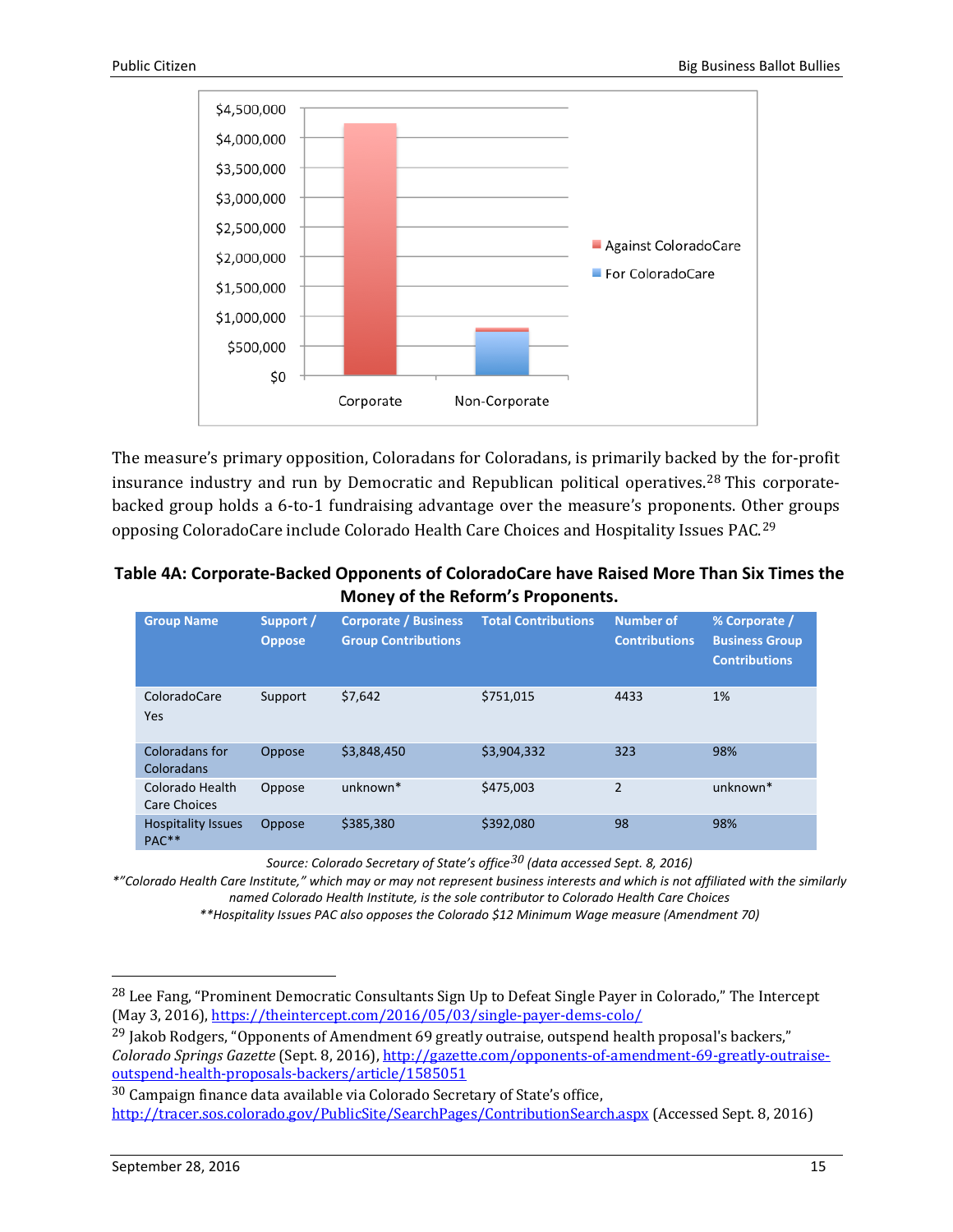The measure's primary opposition, Coloradans for Coloradans, is primarily backed by the for-profit insurance industry and run by Democratic and Republican political operatives.[28] This corporate-backed group holds a 6-to-1 fundraising advantage over the measure's proponents. Other groups opposing ColoradoCare include Colorado Health Care Choices and Hospitality Issues PAC.[29]

**Table 4A: Corporate-Backed Opponents of ColoradoCare have Raised More Than Six Times the Money of the Reform's Proponents.**

| Group Name | Support / Oppose | Corporate / Business Group Contributions | Total Contributions | Number of Contributions | % Corporate / Business Group Contributions |
|---|---|---|---|---|---|
| ColoradoCare Yes | Support | $7,642 | $751,015 | 4433 | 1% |
| Coloradans for Coloradans | Oppose | $3,848,450 | $3,904,332 | 323 | 98% |
| Colorado Health Care Choices | Oppose | unknown* | $475,003 | 2 | unknown* |
| Hospitality Issues PAC** | Oppose | $385,380 | $392,080 | 98 | 98% |

*Source: Colorado Secretary of State's office[30] (data accessed Sept. 8, 2016)*

*"Colorado Health Care Institute," which may or may not represent business interests and which is not affiliated with the similarly named Colorado Health Institute, is the sole contributor to Colorado Health Care Choices*

**Hospitality Issues PAC also opposes the Colorado $12 Minimum Wage measure (Amendment 70)*

---

[28] Lee Fang, "Prominent Democratic Consultants Sign Up to Defeat Single Payer in Colorado," The Intercept (May 3, 2016), https://theintercept.com/2016/05/03/single-payer-dems-colo/

[29] Jakob Rodgers, "Opponents of Amendment 69 greatly outraise, outspend health proposal's backers," *Colorado Springs Gazette* (Sept. 8, 2016), http://gazette.com/opponents-of-amendment-69-greatly-outraise-outspend-health-proposals-backers/article/1585051

[30] Campaign finance data available via Colorado Secretary of State's office, http://tracer.sos.colorado.gov/PublicSite/SearchPages/ContributionSearch.aspx (Accessed Sept. 8, 2016)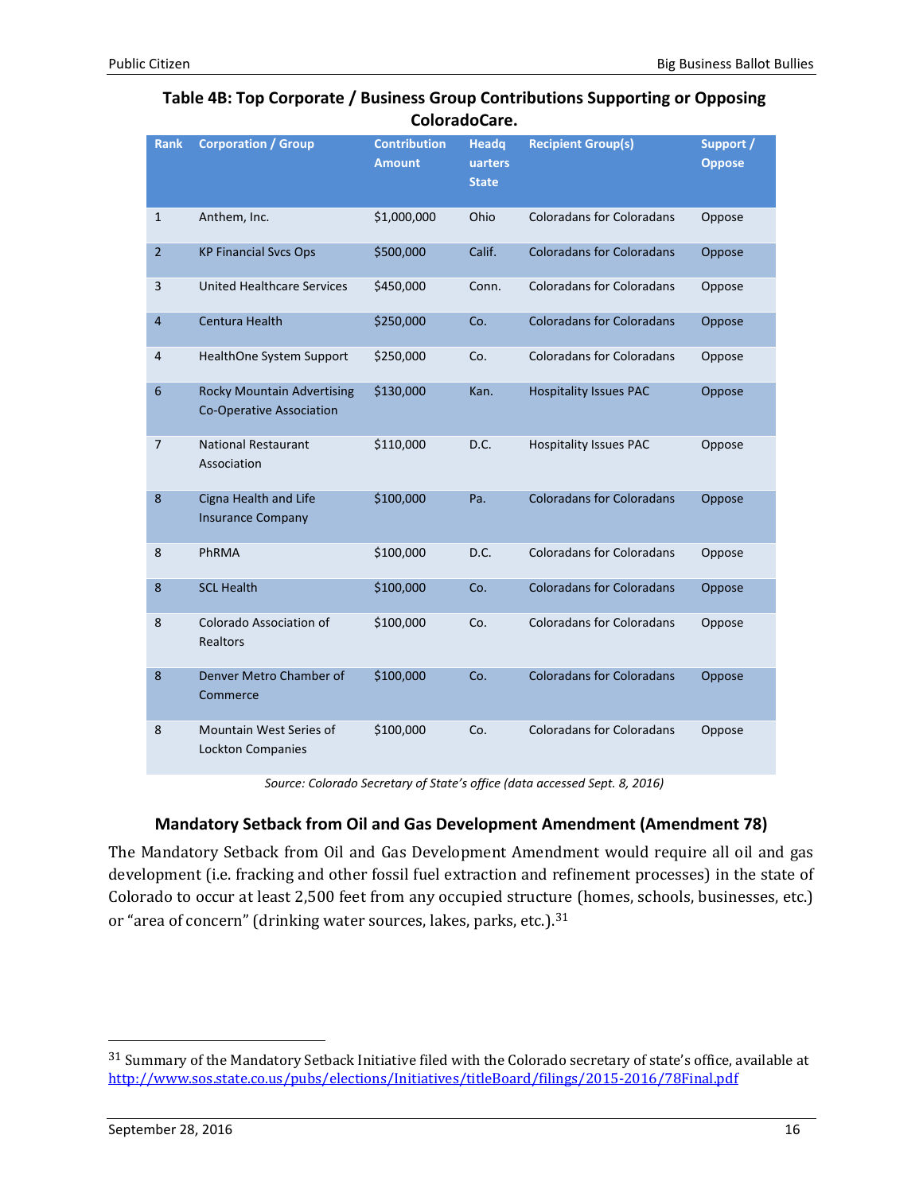**Table 4B: Top Corporate / Business Group Contributions Supporting or Opposing ColoradoCare.**

| Rank | Corporation / Group | Contribution Amount | Headquarters State | Recipient Group(s) | Support / Oppose |
|---|---|---|---|---|---|
| 1 | Anthem, Inc. | $1,000,000 | Ohio | Coloradans for Coloradans | Oppose |
| 2 | KP Financial Svcs Ops | $500,000 | Calif. | Coloradans for Coloradans | Oppose |
| 3 | United Healthcare Services | $450,000 | Conn. | Coloradans for Coloradans | Oppose |
| 4 | Centura Health | $250,000 | Co. | Coloradans for Coloradans | Oppose |
| 4 | HealthOne System Support | $250,000 | Co. | Coloradans for Coloradans | Oppose |
| 6 | Rocky Mountain Advertising Co-Operative Association | $130,000 | Kan. | Hospitality Issues PAC | Oppose |
| 7 | National Restaurant Association | $110,000 | D.C. | Hospitality Issues PAC | Oppose |
| 8 | Cigna Health and Life Insurance Company | $100,000 | Pa. | Coloradans for Coloradans | Oppose |
| 8 | PhRMA | $100,000 | D.C. | Coloradans for Coloradans | Oppose |
| 8 | SCL Health | $100,000 | Co. | Coloradans for Coloradans | Oppose |
| 8 | Colorado Association of Realtors | $100,000 | Co. | Coloradans for Coloradans | Oppose |
| 8 | Denver Metro Chamber of Commerce | $100,000 | Co. | Coloradans for Coloradans | Oppose |
| 8 | Mountain West Series of Lockton Companies | $100,000 | Co. | Coloradans for Coloradans | Oppose |

*Source: Colorado Secretary of State's office (data accessed Sept. 8, 2016)*

### Mandatory Setback from Oil and Gas Development Amendment (Amendment 78)

The Mandatory Setback from Oil and Gas Development Amendment would require all oil and gas development (i.e. fracking and other fossil fuel extraction and refinement processes) in the state of Colorado to occur at least 2,500 feet from any occupied structure (homes, schools, businesses, etc.) or "area of concern" (drinking water sources, lakes, parks, etc.).[31]

---

[31] Summary of the Mandatory Setback Initiative filed with the Colorado secretary of state's office, available at http://www.sos.state.co.us/pubs/elections/Initiatives/titleBoard/filings/2015-2016/78Final.pdf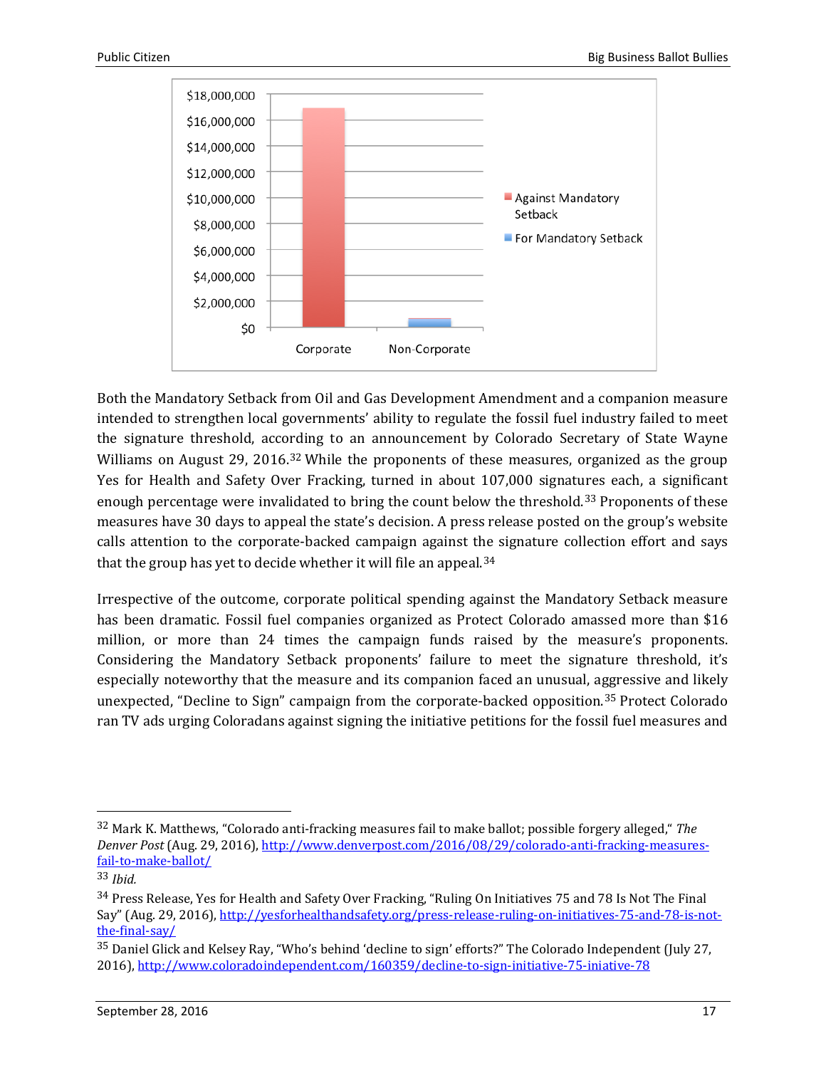Both the Mandatory Setback from Oil and Gas Development Amendment and a companion measure intended to strengthen local governments' ability to regulate the fossil fuel industry failed to meet the signature threshold, according to an announcement by Colorado Secretary of State Wayne Williams on August 29, 2016.[32] While the proponents of these measures, organized as the group Yes for Health and Safety Over Fracking, turned in about 107,000 signatures each, a significant enough percentage were invalidated to bring the count below the threshold.[33] Proponents of these measures have 30 days to appeal the state's decision. A press release posted on the group's website calls attention to the corporate-backed campaign against the signature collection effort and says that the group has yet to decide whether it will file an appeal.[34]

Irrespective of the outcome, corporate political spending against the Mandatory Setback measure has been dramatic. Fossil fuel companies organized as Protect Colorado amassed more than $16 million, or more than 24 times the campaign funds raised by the measure's proponents. Considering the Mandatory Setback proponents' failure to meet the signature threshold, it's especially noteworthy that the measure and its companion faced an unusual, aggressive and likely unexpected, "Decline to Sign" campaign from the corporate-backed opposition.[35] Protect Colorado ran TV ads urging Coloradans against signing the initiative petitions for the fossil fuel measures and

---

[32] Mark K. Matthews, "Colorado anti-fracking measures fail to make ballot; possible forgery alleged," *The Denver Post* (Aug. 29, 2016), http://www.denverpost.com/2016/08/29/colorado-anti-fracking-measures-fail-to-make-ballot/

[33] *Ibid.*

[34] Press Release, Yes for Health and Safety Over Fracking, "Ruling On Initiatives 75 and 78 Is Not The Final Say" (Aug. 29, 2016), http://yesforhealthandsafety.org/press-release-ruling-on-initiatives-75-and-78-is-not-the-final-say/

[35] Daniel Glick and Kelsey Ray, "Who's behind 'decline to sign' efforts?" The Colorado Independent (July 27, 2016), http://www.coloradoindependent.com/160359/decline-to-sign-initiative-75-iniative-78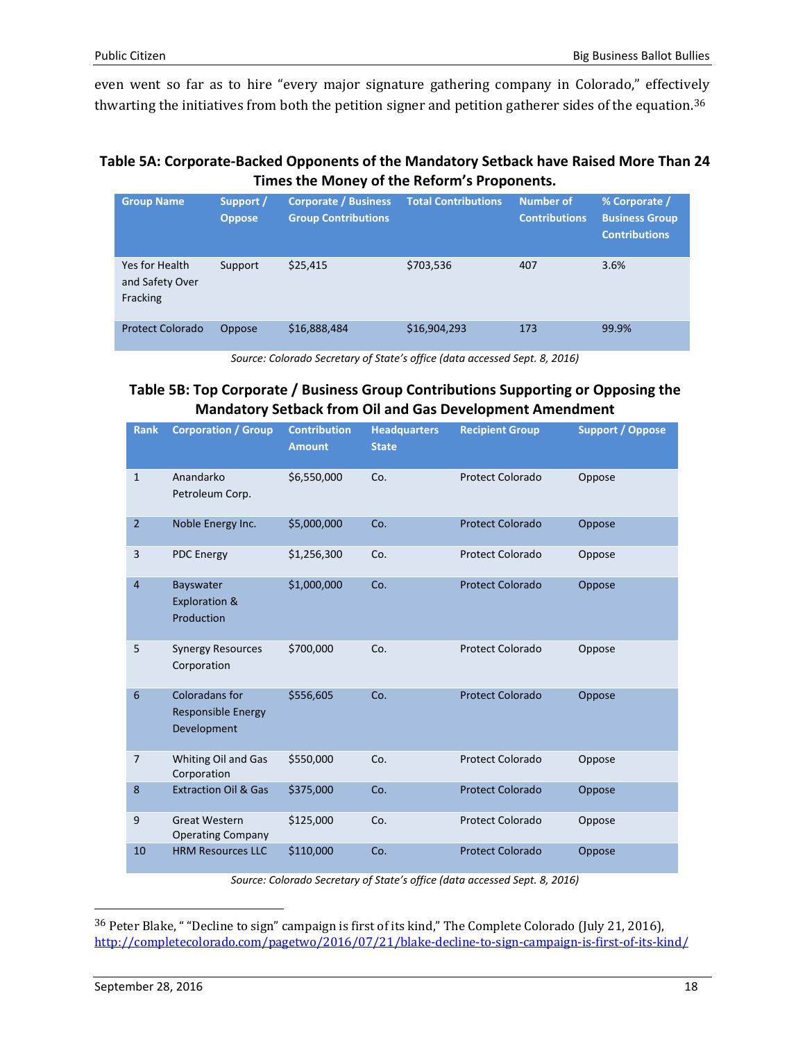even went so far as to hire "every major signature gathering company in Colorado," effectively thwarting the initiatives from both the petition signer and petition gatherer sides of the equation.[36]

**Table 5A: Corporate-Backed Opponents of the Mandatory Setback have Raised More Than 24 Times the Money of the Reform's Proponents.**

| Group Name | Support / Oppose | Corporate / Business Group Contributions | Total Contributions | Number of Contributions | % Corporate / Business Group Contributions |
|---|---|---|---|---|---|
| Yes for Health and Safety Over Fracking | Support | $25,415 | $703,536 | 407 | 3.6% |
| Protect Colorado | Oppose | $16,888,484 | $16,904,293 | 173 | 99.9% |

*Source: Colorado Secretary of State's office (data accessed Sept. 8, 2016)*

**Table 5B: Top Corporate / Business Group Contributions Supporting or Opposing the Mandatory Setback from Oil and Gas Development Amendment**

| Rank | Corporation / Group | Contribution Amount | Headquarters State | Recipient Group | Support / Oppose |
|---|---|---|---|---|---|
| 1 | Anandarko Petroleum Corp. | $6,550,000 | Co. | Protect Colorado | Oppose |
| 2 | Noble Energy Inc. | $5,000,000 | Co. | Protect Colorado | Oppose |
| 3 | PDC Energy | $1,256,300 | Co. | Protect Colorado | Oppose |
| 4 | Bayswater Exploration & Production | $1,000,000 | Co. | Protect Colorado | Oppose |
| 5 | Synergy Resources Corporation | $700,000 | Co. | Protect Colorado | Oppose |
| 6 | Coloradans for Responsible Energy Development | $556,605 | Co. | Protect Colorado | Oppose |
| 7 | Whiting Oil and Gas Corporation | $550,000 | Co. | Protect Colorado | Oppose |
| 8 | Extraction Oil & Gas | $375,000 | Co. | Protect Colorado | Oppose |
| 9 | Great Western Operating Company | $125,000 | Co. | Protect Colorado | Oppose |
| 10 | HRM Resources LLC | $110,000 | Co. | Protect Colorado | Oppose |

*Source: Colorado Secretary of State's office (data accessed Sept. 8, 2016)*

---

[36] Peter Blake, " "Decline to sign" campaign is first of its kind," The Complete Colorado (July 21, 2016), http://completecolorado.com/pagetwo/2016/07/21/blake-decline-to-sign-campaign-is-first-of-its-kind/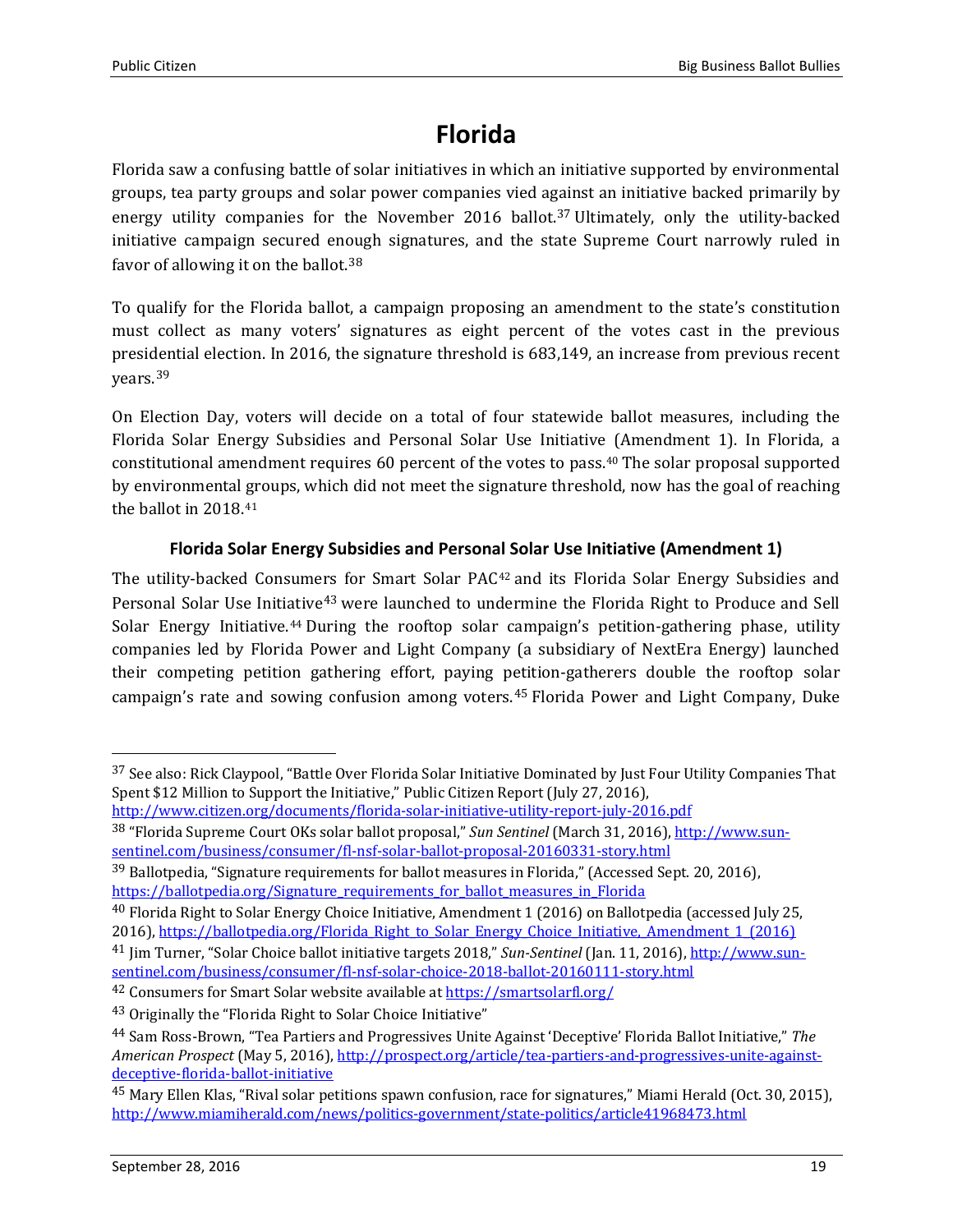# Florida

Florida saw a confusing battle of solar initiatives in which an initiative supported by environmental groups, tea party groups and solar power companies vied against an initiative backed primarily by energy utility companies for the November 2016 ballot.[37] Ultimately, only the utility-backed initiative campaign secured enough signatures, and the state Supreme Court narrowly ruled in favor of allowing it on the ballot.[38]

To qualify for the Florida ballot, a campaign proposing an amendment to the state's constitution must collect as many voters' signatures as eight percent of the votes cast in the previous presidential election. In 2016, the signature threshold is 683,149, an increase from previous recent years.[39]

On Election Day, voters will decide on a total of four statewide ballot measures, including the Florida Solar Energy Subsidies and Personal Solar Use Initiative (Amendment 1). In Florida, a constitutional amendment requires 60 percent of the votes to pass.[40] The solar proposal supported by environmental groups, which did not meet the signature threshold, now has the goal of reaching the ballot in 2018.[41]

### Florida Solar Energy Subsidies and Personal Solar Use Initiative (Amendment 1)

The utility-backed Consumers for Smart Solar PAC[42] and its Florida Solar Energy Subsidies and Personal Solar Use Initiative[43] were launched to undermine the Florida Right to Produce and Sell Solar Energy Initiative.[44] During the rooftop solar campaign's petition-gathering phase, utility companies led by Florida Power and Light Company (a subsidiary of NextEra Energy) launched their competing petition gathering effort, paying petition-gatherers double the rooftop solar campaign's rate and sowing confusion among voters.[45] Florida Power and Light Company, Duke

---

[37] See also: Rick Claypool, "Battle Over Florida Solar Initiative Dominated by Just Four Utility Companies That Spent $12 Million to Support the Initiative," Public Citizen Report (July 27, 2016), http://www.citizen.org/documents/florida-solar-initiative-utility-report-july-2016.pdf

[38] "Florida Supreme Court OKs solar ballot proposal," *Sun Sentinel* (March 31, 2016), http://www.sun-sentinel.com/business/consumer/fl-nsf-solar-ballot-proposal-20160331-story.html

[39] Ballotpedia, "Signature requirements for ballot measures in Florida," (Accessed Sept. 20, 2016), https://ballotpedia.org/Signature_requirements_for_ballot_measures_in_Florida

[40] Florida Right to Solar Energy Choice Initiative, Amendment 1 (2016) on Ballotpedia (accessed July 25, 2016), https://ballotpedia.org/Florida_Right_to_Solar_Energy_Choice_Initiative,_Amendment_1_(2016)

[41] Jim Turner, "Solar Choice ballot initiative targets 2018," *Sun-Sentinel* (Jan. 11, 2016), http://www.sun-sentinel.com/business/consumer/fl-nsf-solar-choice-2018-ballot-20160111-story.html

[42] Consumers for Smart Solar website available at https://smartsolarfl.org/

[43] Originally the "Florida Right to Solar Choice Initiative"

[44] Sam Ross-Brown, "Tea Partiers and Progressives Unite Against 'Deceptive' Florida Ballot Initiative," *The American Prospect* (May 5, 2016), http://prospect.org/article/tea-partiers-and-progressives-unite-against-deceptive-florida-ballot-initiative

[45] Mary Ellen Klas, "Rival solar petitions spawn confusion, race for signatures," Miami Herald (Oct. 30, 2015), http://www.miamiherald.com/news/politics-government/state-politics/article41968473.html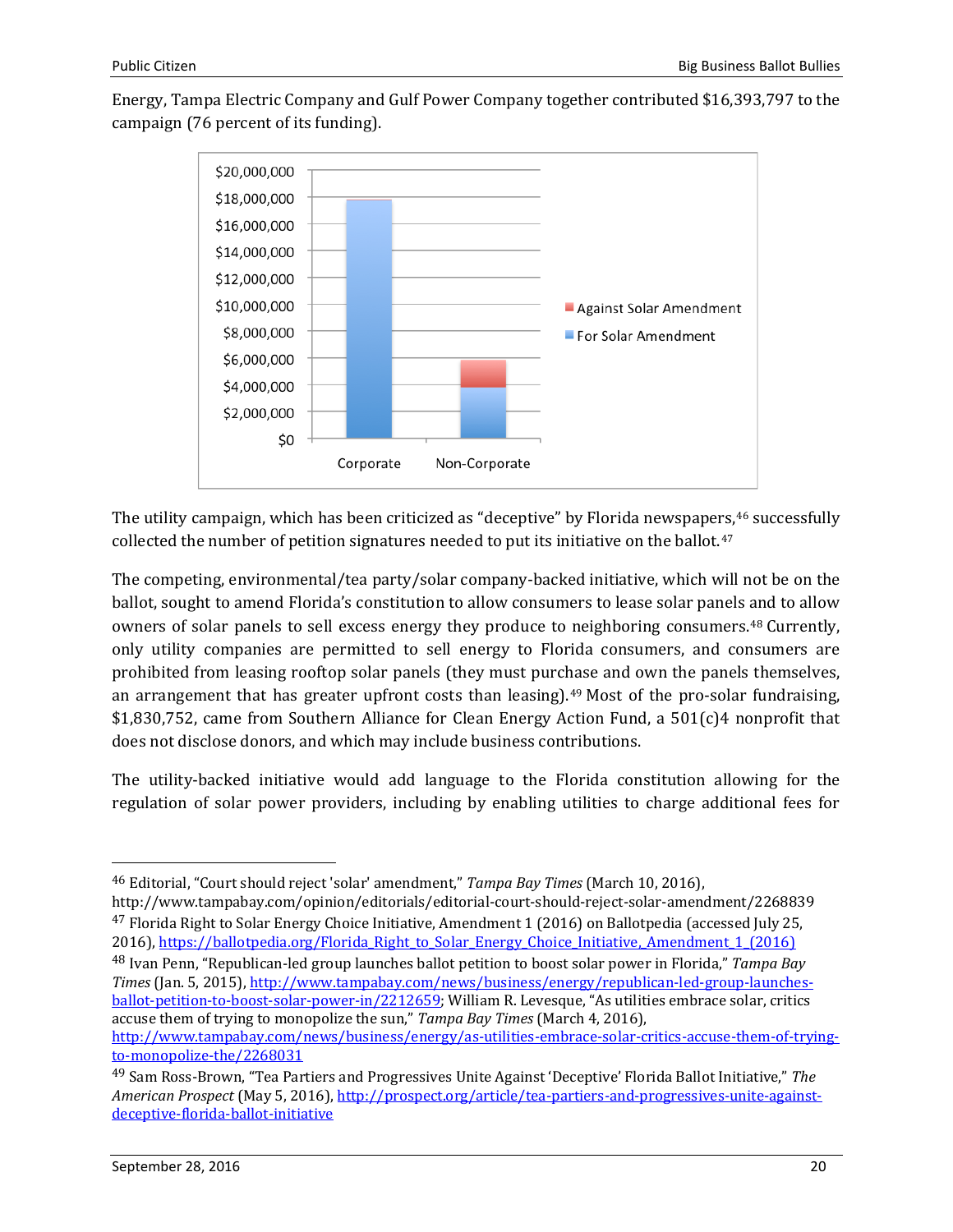Energy, Tampa Electric Company and Gulf Power Company together contributed $16,393,797 to the campaign (76 percent of its funding).

The utility campaign, which has been criticized as "deceptive" by Florida newspapers,[46] successfully collected the number of petition signatures needed to put its initiative on the ballot.[47]

The competing, environmental/tea party/solar company-backed initiative, which will not be on the ballot, sought to amend Florida's constitution to allow consumers to lease solar panels and to allow owners of solar panels to sell excess energy they produce to neighboring consumers.[48] Currently, only utility companies are permitted to sell energy to Florida consumers, and consumers are prohibited from leasing rooftop solar panels (they must purchase and own the panels themselves, an arrangement that has greater upfront costs than leasing).[49] Most of the pro-solar fundraising, $1,830,752, came from Southern Alliance for Clean Energy Action Fund, a 501(c)4 nonprofit that does not disclose donors, and which may include business contributions.

The utility-backed initiative would add language to the Florida constitution allowing for the regulation of solar power providers, including by enabling utilities to charge additional fees for

---

[46] Editorial, "Court should reject 'solar' amendment," *Tampa Bay Times* (March 10, 2016), http://www.tampabay.com/opinion/editorials/editorial-court-should-reject-solar-amendment/2268839

[47] Florida Right to Solar Energy Choice Initiative, Amendment 1 (2016) on Ballotpedia (accessed July 25, 2016), https://ballotpedia.org/Florida_Right_to_Solar_Energy_Choice_Initiative,_Amendment_1_(2016)

[48] Ivan Penn, "Republican-led group launches ballot petition to boost solar power in Florida," *Tampa Bay Times* (Jan. 5, 2015), http://www.tampabay.com/news/business/energy/republican-led-group-launches-ballot-petition-to-boost-solar-power-in/2212659; William R. Levesque, "As utilities embrace solar, critics accuse them of trying to monopolize the sun," *Tampa Bay Times* (March 4, 2016), http://www.tampabay.com/news/business/energy/as-utilities-embrace-solar-critics-accuse-them-of-trying-to-monopolize-the/2268031

[49] Sam Ross-Brown, "Tea Partiers and Progressives Unite Against 'Deceptive' Florida Ballot Initiative," *The American Prospect* (May 5, 2016), http://prospect.org/article/tea-partiers-and-progressives-unite-against-deceptive-florida-ballot-initiative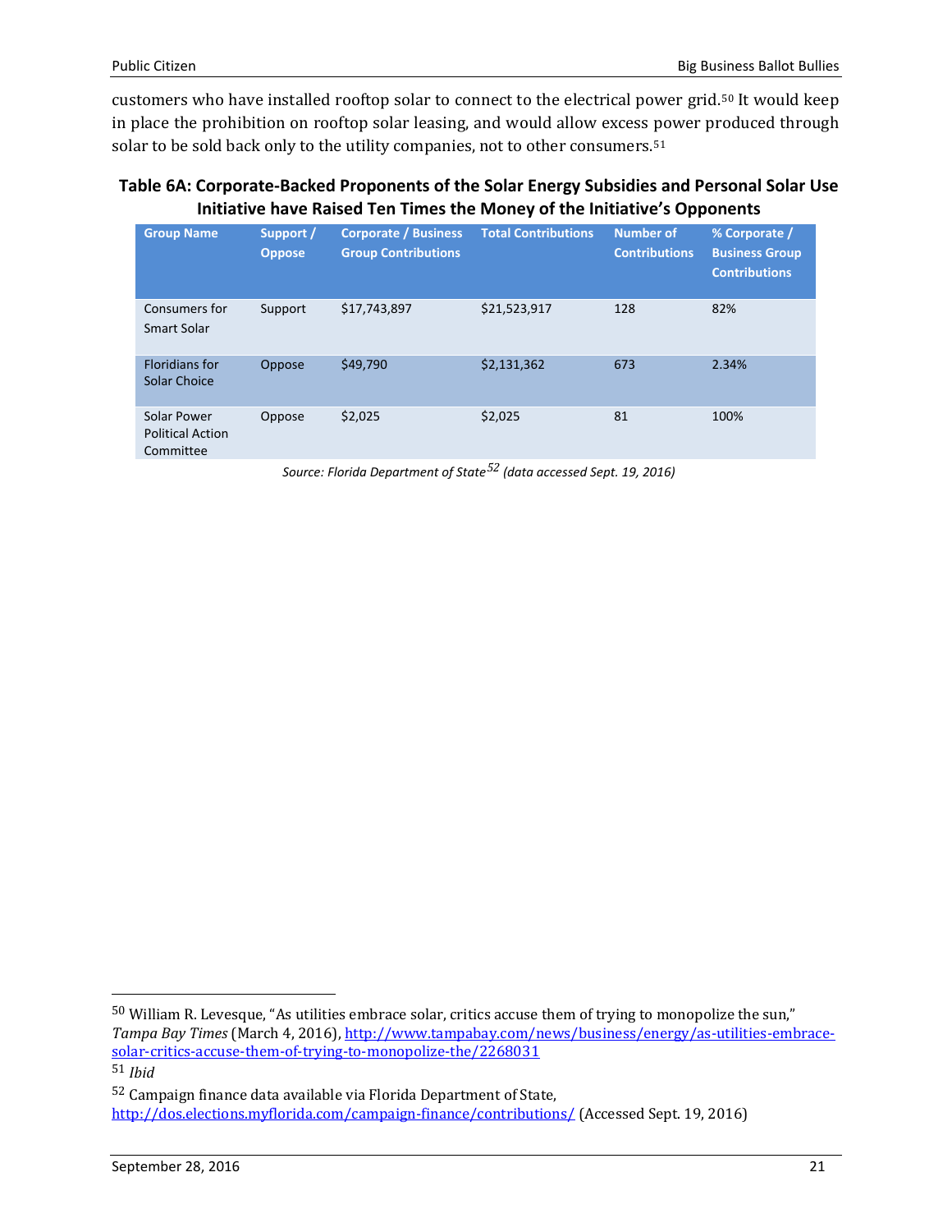customers who have installed rooftop solar to connect to the electrical power grid.[50] It would keep in place the prohibition on rooftop solar leasing, and would allow excess power produced through solar to be sold back only to the utility companies, not to other consumers.[51]

**Table 6A: Corporate-Backed Proponents of the Solar Energy Subsidies and Personal Solar Use Initiative have Raised Ten Times the Money of the Initiative's Opponents**

| Group Name | Support / Oppose | Corporate / Business Group Contributions | Total Contributions | Number of Contributions | % Corporate / Business Group Contributions |
|---|---|---|---|---|---|
| Consumers for Smart Solar | Support | $17,743,897 | $21,523,917 | 128 | 82% |
| Floridians for Solar Choice | Oppose | $49,790 | $2,131,362 | 673 | 2.34% |
| Solar Power Political Action Committee | Oppose | $2,025 | $2,025 | 81 | 100% |

*Source: Florida Department of State[52] (data accessed Sept. 19, 2016)*

---

[50] William R. Levesque, "As utilities embrace solar, critics accuse them of trying to monopolize the sun," *Tampa Bay Times* (March 4, 2016), http://www.tampabay.com/news/business/energy/as-utilities-embrace-solar-critics-accuse-them-of-trying-to-monopolize-the/2268031

[51] *Ibid*

[52] Campaign finance data available via Florida Department of State, http://dos.elections.myflorida.com/campaign-finance/contributions/ (Accessed Sept. 19, 2016)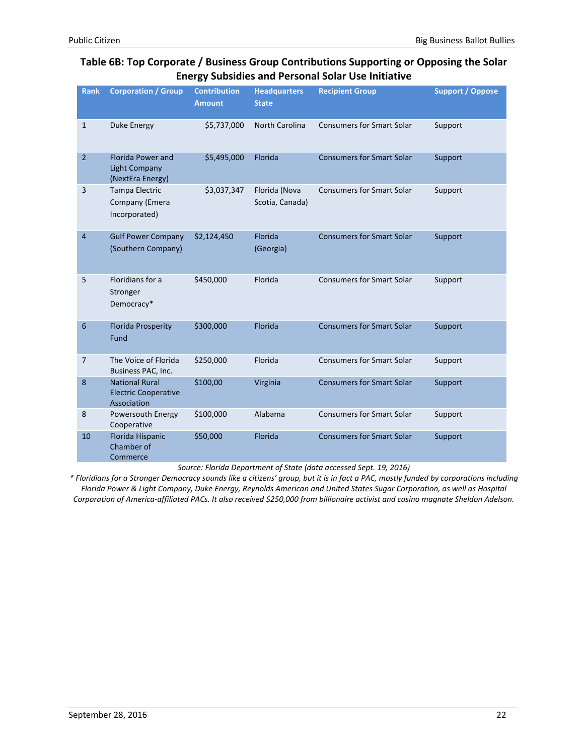### Table 6B: Top Corporate / Business Group Contributions Supporting or Opposing the Solar Energy Subsidies and Personal Solar Use Initiative

| Rank | Corporation / Group | Contribution Amount | Headquarters State | Recipient Group | Support / Oppose |
|---|---|---|---|---|---|
| 1 | Duke Energy | $5,737,000 | North Carolina | Consumers for Smart Solar | Support |
| 2 | Florida Power and Light Company (NextEra Energy) | $5,495,000 | Florida | Consumers for Smart Solar | Support |
| 3 | Tampa Electric Company (Emera Incorporated) | $3,037,347 | Florida (Nova Scotia, Canada) | Consumers for Smart Solar | Support |
| 4 | Gulf Power Company (Southern Company) | $2,124,450 | Florida (Georgia) | Consumers for Smart Solar | Support |
| 5 | Floridians for a Stronger Democracy* | $450,000 | Florida | Consumers for Smart Solar | Support |
| 6 | Florida Prosperity Fund | $300,000 | Florida | Consumers for Smart Solar | Support |
| 7 | The Voice of Florida Business PAC, Inc. | $250,000 | Florida | Consumers for Smart Solar | Support |
| 8 | National Rural Electric Cooperative Association | $100,00 | Virginia | Consumers for Smart Solar | Support |
| 8 | Powersouth Energy Cooperative | $100,000 | Alabama | Consumers for Smart Solar | Support |
| 10 | Florida Hispanic Chamber of Commerce | $50,000 | Florida | Consumers for Smart Solar | Support |

*Source: Florida Department of State (data accessed Sept. 19, 2016)*

*\* Floridians for a Stronger Democracy sounds like a citizens' group, but it is in fact a PAC, mostly funded by corporations including Florida Power & Light Company, Duke Energy, Reynolds American and United States Sugar Corporation, as well as Hospital Corporation of America-affiliated PACs. It also received $250,000 from billionaire activist and casino magnate Sheldon Adelson.*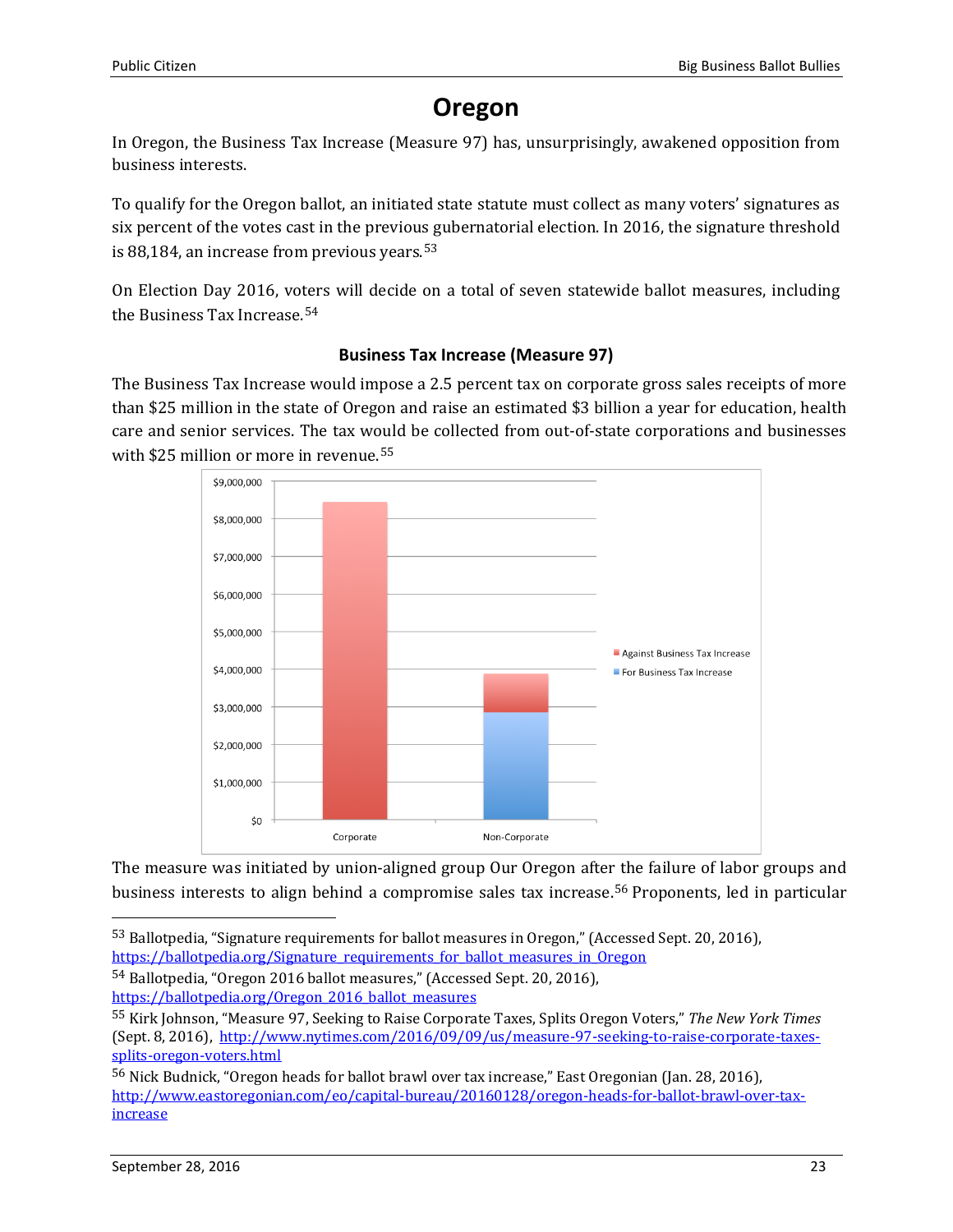# Oregon

In Oregon, the Business Tax Increase (Measure 97) has, unsurprisingly, awakened opposition from business interests.

To qualify for the Oregon ballot, an initiated state statute must collect as many voters' signatures as six percent of the votes cast in the previous gubernatorial election. In 2016, the signature threshold is 88,184, an increase from previous years.[53]

On Election Day 2016, voters will decide on a total of seven statewide ballot measures, including the Business Tax Increase.[54]

### Business Tax Increase (Measure 97)

The Business Tax Increase would impose a 2.5 percent tax on corporate gross sales receipts of more than $25 million in the state of Oregon and raise an estimated $3 billion a year for education, health care and senior services. The tax would be collected from out-of-state corporations and businesses with $25 million or more in revenue.[55]

The measure was initiated by union-aligned group Our Oregon after the failure of labor groups and business interests to align behind a compromise sales tax increase.[56] Proponents, led in particular

---

[53] Ballotpedia, "Signature requirements for ballot measures in Oregon," (Accessed Sept. 20, 2016), https://ballotpedia.org/Signature_requirements_for_ballot_measures_in_Oregon

[54] Ballotpedia, "Oregon 2016 ballot measures," (Accessed Sept. 20, 2016), https://ballotpedia.org/Oregon_2016_ballot_measures

[55] Kirk Johnson, "Measure 97, Seeking to Raise Corporate Taxes, Splits Oregon Voters," *The New York Times* (Sept. 8, 2016), http://www.nytimes.com/2016/09/09/us/measure-97-seeking-to-raise-corporate-taxes-splits-oregon-voters.html

[56] Nick Budnick, "Oregon heads for ballot brawl over tax increase," East Oregonian (Jan. 28, 2016), http://www.eastoregonian.com/eo/capital-bureau/20160128/oregon-heads-for-ballot-brawl-over-tax-increase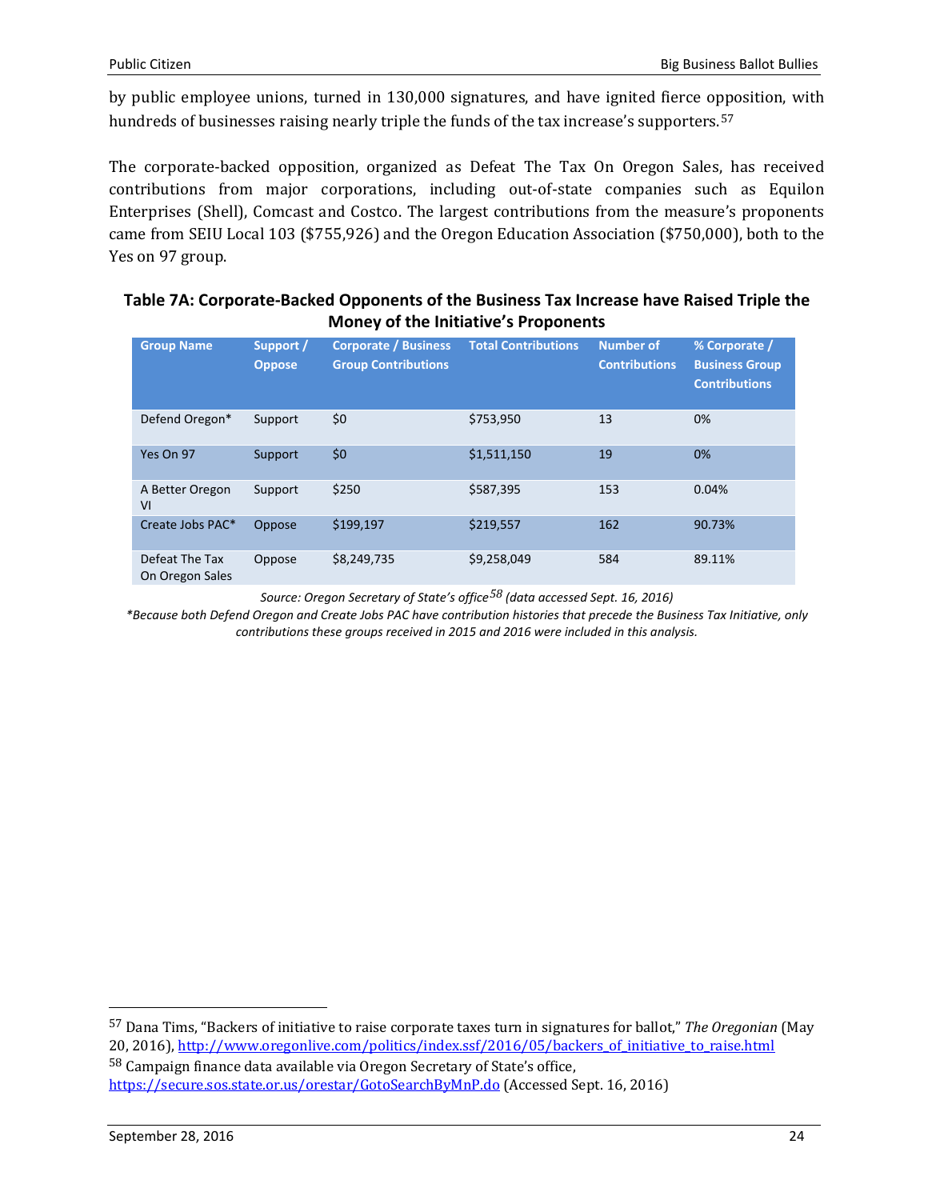by public employee unions, turned in 130,000 signatures, and have ignited fierce opposition, with hundreds of businesses raising nearly triple the funds of the tax increase's supporters.[57]

The corporate-backed opposition, organized as Defeat The Tax On Oregon Sales, has received contributions from major corporations, including out-of-state companies such as Equilon Enterprises (Shell), Comcast and Costco. The largest contributions from the measure's proponents came from SEIU Local 103 ($755,926) and the Oregon Education Association ($750,000), both to the Yes on 97 group.

**Table 7A: Corporate-Backed Opponents of the Business Tax Increase have Raised Triple the Money of the Initiative's Proponents**

| Group Name | Support / Oppose | Corporate / Business Group Contributions | Total Contributions | Number of Contributions | % Corporate / Business Group Contributions |
|---|---|---|---|---|---|
| Defend Oregon* | Support | $0 | $753,950 | 13 | 0% |
| Yes On 97 | Support | $0 | $1,511,150 | 19 | 0% |
| A Better Oregon VI | Support | $250 | $587,395 | 153 | 0.04% |
| Create Jobs PAC* | Oppose | $199,197 | $219,557 | 162 | 90.73% |
| Defeat The Tax On Oregon Sales | Oppose | $8,249,735 | $9,258,049 | 584 | 89.11% |

*Source: Oregon Secretary of State's office[58] (data accessed Sept. 16, 2016)*

*\*Because both Defend Oregon and Create Jobs PAC have contribution histories that precede the Business Tax Initiative, only contributions these groups received in 2015 and 2016 were included in this analysis.*

---

[57] Dana Tims, "Backers of initiative to raise corporate taxes turn in signatures for ballot," *The Oregonian* (May 20, 2016), http://www.oregonlive.com/politics/index.ssf/2016/05/backers_of_initiative_to_raise.html

[58] Campaign finance data available via Oregon Secretary of State's office, https://secure.sos.state.or.us/orestar/GotoSearchByMnP.do (Accessed Sept. 16, 2016)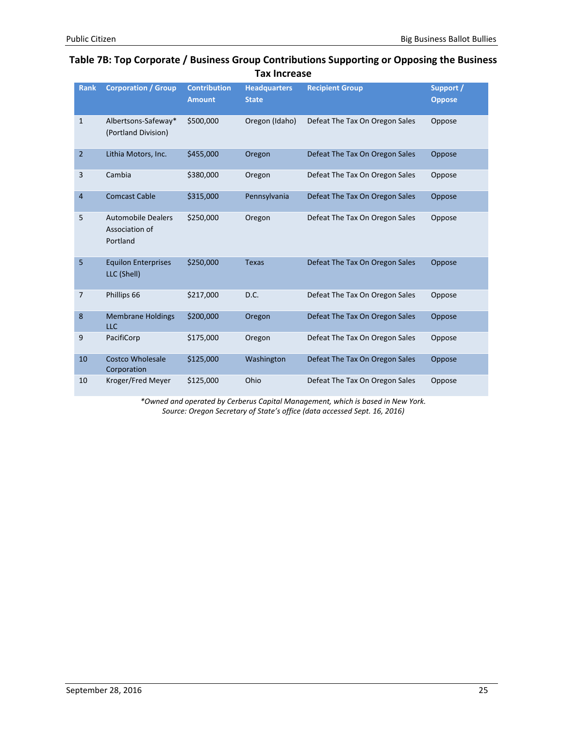### Table 7B: Top Corporate / Business Group Contributions Supporting or Opposing the Business Tax Increase

| Rank | Corporation / Group | Contribution Amount | Headquarters State | Recipient Group | Support / Oppose |
|---|---|---|---|---|---|
| 1 | Albertsons-Safeway* (Portland Division) | $500,000 | Oregon (Idaho) | Defeat The Tax On Oregon Sales | Oppose |
| 2 | Lithia Motors, Inc. | $455,000 | Oregon | Defeat The Tax On Oregon Sales | Oppose |
| 3 | Cambia | $380,000 | Oregon | Defeat The Tax On Oregon Sales | Oppose |
| 4 | Comcast Cable | $315,000 | Pennsylvania | Defeat The Tax On Oregon Sales | Oppose |
| 5 | Automobile Dealers Association of Portland | $250,000 | Oregon | Defeat The Tax On Oregon Sales | Oppose |
| 5 | Equilon Enterprises LLC (Shell) | $250,000 | Texas | Defeat The Tax On Oregon Sales | Oppose |
| 7 | Phillips 66 | $217,000 | D.C. | Defeat The Tax On Oregon Sales | Oppose |
| 8 | Membrane Holdings LLC | $200,000 | Oregon | Defeat The Tax On Oregon Sales | Oppose |
| 9 | PacifiCorp | $175,000 | Oregon | Defeat The Tax On Oregon Sales | Oppose |
| 10 | Costco Wholesale Corporation | $125,000 | Washington | Defeat The Tax On Oregon Sales | Oppose |
| 10 | Kroger/Fred Meyer | $125,000 | Ohio | Defeat The Tax On Oregon Sales | Oppose |

*\*Owned and operated by Cerberus Capital Management, which is based in New York.*
*Source: Oregon Secretary of State's office (data accessed Sept. 16, 2016)*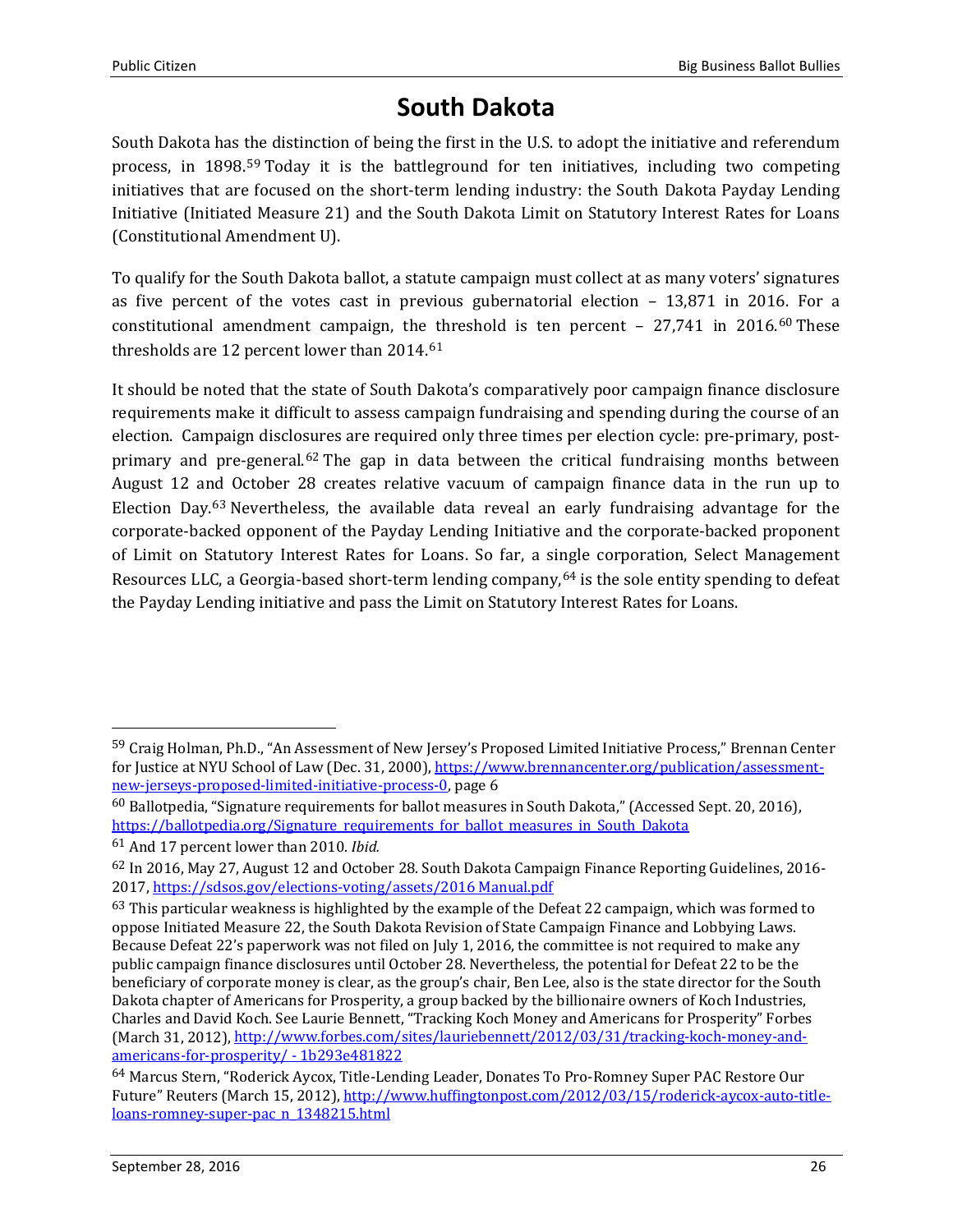# South Dakota

South Dakota has the distinction of being the first in the U.S. to adopt the initiative and referendum process, in 1898.[59] Today it is the battleground for ten initiatives, including two competing initiatives that are focused on the short-term lending industry: the South Dakota Payday Lending Initiative (Initiated Measure 21) and the South Dakota Limit on Statutory Interest Rates for Loans (Constitutional Amendment U).

To qualify for the South Dakota ballot, a statute campaign must collect at as many voters' signatures as five percent of the votes cast in previous gubernatorial election – 13,871 in 2016. For a constitutional amendment campaign, the threshold is ten percent – 27,741 in 2016.[60] These thresholds are 12 percent lower than 2014.[61]

It should be noted that the state of South Dakota's comparatively poor campaign finance disclosure requirements make it difficult to assess campaign fundraising and spending during the course of an election. Campaign disclosures are required only three times per election cycle: pre-primary, post-primary and pre-general.[62] The gap in data between the critical fundraising months between August 12 and October 28 creates relative vacuum of campaign finance data in the run up to Election Day.[63] Nevertheless, the available data reveal an early fundraising advantage for the corporate-backed opponent of the Payday Lending Initiative and the corporate-backed proponent of Limit on Statutory Interest Rates for Loans. So far, a single corporation, Select Management Resources LLC, a Georgia-based short-term lending company,[64] is the sole entity spending to defeat the Payday Lending initiative and pass the Limit on Statutory Interest Rates for Loans.

---

[59] Craig Holman, Ph.D., "An Assessment of New Jersey's Proposed Limited Initiative Process," Brennan Center for Justice at NYU School of Law (Dec. 31, 2000), https://www.brennancenter.org/publication/assessment-new-jerseys-proposed-limited-initiative-process-0, page 6

[60] Ballotpedia, "Signature requirements for ballot measures in South Dakota," (Accessed Sept. 20, 2016), https://ballotpedia.org/Signature_requirements_for_ballot_measures_in_South_Dakota

[61] And 17 percent lower than 2010. *Ibid.*

[62] In 2016, May 27, August 12 and October 28. South Dakota Campaign Finance Reporting Guidelines, 2016-2017, https://sdsos.gov/elections-voting/assets/2016 Manual.pdf

[63] This particular weakness is highlighted by the example of the Defeat 22 campaign, which was formed to oppose Initiated Measure 22, the South Dakota Revision of State Campaign Finance and Lobbying Laws. Because Defeat 22's paperwork was not filed on July 1, 2016, the committee is not required to make any public campaign finance disclosures until October 28. Nevertheless, the potential for Defeat 22 to be the beneficiary of corporate money is clear, as the group's chair, Ben Lee, also is the state director for the South Dakota chapter of Americans for Prosperity, a group backed by the billionaire owners of Koch Industries, Charles and David Koch. See Laurie Bennett, "Tracking Koch Money and Americans for Prosperity" Forbes (March 31, 2012), http://www.forbes.com/sites/lauriebennett/2012/03/31/tracking-koch-money-and-americans-for-prosperity/ - 1b293e481822

[64] Marcus Stern, "Roderick Aycox, Title-Lending Leader, Donates To Pro-Romney Super PAC Restore Our Future" Reuters (March 15, 2012), http://www.huffingtonpost.com/2012/03/15/roderick-aycox-auto-title-loans-romney-super-pac_n_1348215.html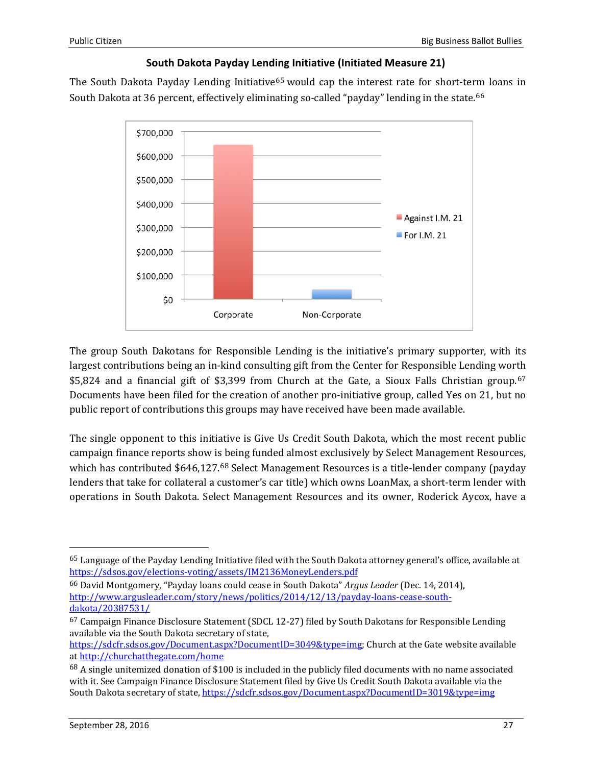### South Dakota Payday Lending Initiative (Initiated Measure 21)

The South Dakota Payday Lending Initiative[65] would cap the interest rate for short-term loans in South Dakota at 36 percent, effectively eliminating so-called "payday" lending in the state.[66]

The group South Dakotans for Responsible Lending is the initiative's primary supporter, with its largest contributions being an in-kind consulting gift from the Center for Responsible Lending worth $5,824 and a financial gift of $3,399 from Church at the Gate, a Sioux Falls Christian group.[67] Documents have been filed for the creation of another pro-initiative group, called Yes on 21, but no public report of contributions this groups may have received have been made available.

The single opponent to this initiative is Give Us Credit South Dakota, which the most recent public campaign finance reports show is being funded almost exclusively by Select Management Resources, which has contributed $646,127.[68] Select Management Resources is a title-lender company (payday lenders that take for collateral a customer's car title) which owns LoanMax, a short-term lender with operations in South Dakota. Select Management Resources and its owner, Roderick Aycox, have a

---

[65] Language of the Payday Lending Initiative filed with the South Dakota attorney general's office, available at https://sdsos.gov/elections-voting/assets/IM2136MoneyLenders.pdf

[66] David Montgomery, "Payday loans could cease in South Dakota" *Argus Leader* (Dec. 14, 2014), http://www.argusleader.com/story/news/politics/2014/12/13/payday-loans-cease-south-dakota/20387531/

[67] Campaign Finance Disclosure Statement (SDCL 12-27) filed by South Dakotans for Responsible Lending available via the South Dakota secretary of state, https://sdcfr.sdsos.gov/Document.aspx?DocumentID=3049&type=img; Church at the Gate website available at http://churchatthegate.com/home

[68] A single unitemized donation of $100 is included in the publicly filed documents with no name associated with it. See Campaign Finance Disclosure Statement filed by Give Us Credit South Dakota available via the South Dakota secretary of state, https://sdcfr.sdsos.gov/Document.aspx?DocumentID=3019&type=img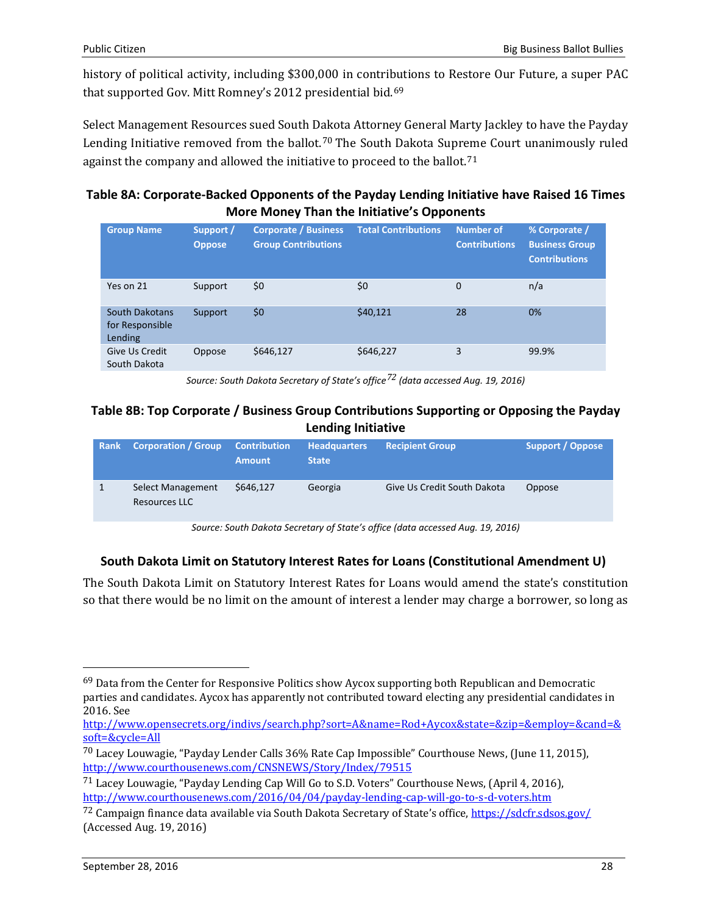history of political activity, including $300,000 in contributions to Restore Our Future, a super PAC that supported Gov. Mitt Romney's 2012 presidential bid.[69]

Select Management Resources sued South Dakota Attorney General Marty Jackley to have the Payday Lending Initiative removed from the ballot.[70] The South Dakota Supreme Court unanimously ruled against the company and allowed the initiative to proceed to the ballot.[71]

**Table 8A: Corporate-Backed Opponents of the Payday Lending Initiative have Raised 16 Times More Money Than the Initiative's Opponents**

| Group Name | Support / Oppose | Corporate / Business Group Contributions | Total Contributions | Number of Contributions | % Corporate / Business Group Contributions |
|---|---|---|---|---|---|
| Yes on 21 | Support | $0 | $0 | 0 | n/a |
| South Dakotans for Responsible Lending | Support | $0 | $40,121 | 28 | 0% |
| Give Us Credit South Dakota | Oppose | $646,127 | $646,227 | 3 | 99.9% |

*Source: South Dakota Secretary of State's office[72] (data accessed Aug. 19, 2016)*

**Table 8B: Top Corporate / Business Group Contributions Supporting or Opposing the Payday Lending Initiative**

| Rank | Corporation / Group | Contribution Amount | Headquarters State | Recipient Group | Support / Oppose |
|---|---|---|---|---|---|
| 1 | Select Management Resources LLC | $646,127 | Georgia | Give Us Credit South Dakota | Oppose |

*Source: South Dakota Secretary of State's office (data accessed Aug. 19, 2016)*

### South Dakota Limit on Statutory Interest Rates for Loans (Constitutional Amendment U)

The South Dakota Limit on Statutory Interest Rates for Loans would amend the state's constitution so that there would be no limit on the amount of interest a lender may charge a borrower, so long as

---

[69] Data from the Center for Responsive Politics show Aycox supporting both Republican and Democratic parties and candidates. Aycox has apparently not contributed toward electing any presidential candidates in 2016. See http://www.opensecrets.org/indivs/search.php?sort=A&name=Rod+Aycox&state=&zip=&employ=&cand=&soft=&cycle=All

[70] Lacey Louwagie, "Payday Lender Calls 36% Rate Cap Impossible" Courthouse News, (June 11, 2015), http://www.courthousenews.com/CNSNEWS/Story/Index/79515

[71] Lacey Louwagie, "Payday Lending Cap Will Go to S.D. Voters" Courthouse News, (April 4, 2016), http://www.courthousenews.com/2016/04/04/payday-lending-cap-will-go-to-s-d-voters.htm

[72] Campaign finance data available via South Dakota Secretary of State's office, https://sdcfr.sdsos.gov/ (Accessed Aug. 19, 2016)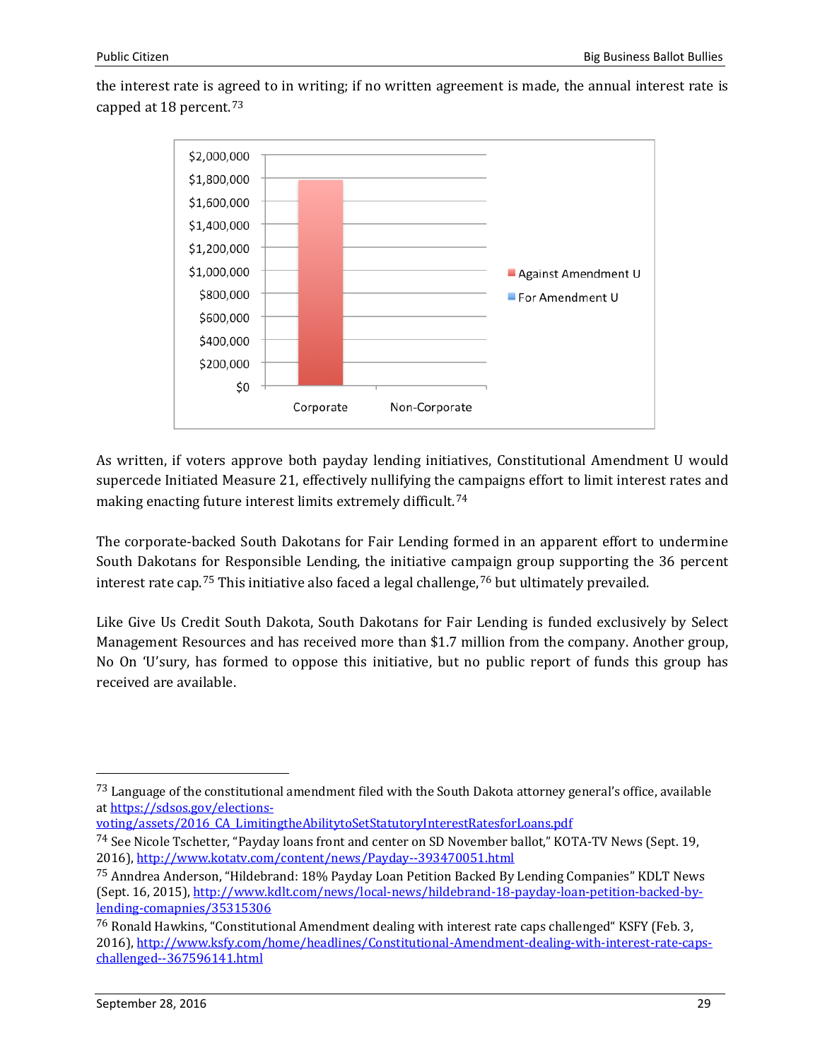the interest rate is agreed to in writing; if no written agreement is made, the annual interest rate is capped at 18 percent.[73]

As written, if voters approve both payday lending initiatives, Constitutional Amendment U would supercede Initiated Measure 21, effectively nullifying the campaigns effort to limit interest rates and making enacting future interest limits extremely difficult.[74]

The corporate-backed South Dakotans for Fair Lending formed in an apparent effort to undermine South Dakotans for Responsible Lending, the initiative campaign group supporting the 36 percent interest rate cap.[75] This initiative also faced a legal challenge,[76] but ultimately prevailed.

Like Give Us Credit South Dakota, South Dakotans for Fair Lending is funded exclusively by Select Management Resources and has received more than $1.7 million from the company. Another group, No On 'U'sury, has formed to oppose this initiative, but no public report of funds this group has received are available.

---

[73] Language of the constitutional amendment filed with the South Dakota attorney general's office, available at https://sdsos.gov/elections-voting/assets/2016_CA_LimitingtheAbilitytoSetStatutoryInterestRatesforLoans.pdf

[74] See Nicole Tschetter, "Payday loans front and center on SD November ballot," KOTA-TV News (Sept. 19, 2016), http://www.kotatv.com/content/news/Payday--393470051.html

[75] Anndrea Anderson, "Hildebrand: 18% Payday Loan Petition Backed By Lending Companies" KDLT News (Sept. 16, 2015), http://www.kdlt.com/news/local-news/hildebrand-18-payday-loan-petition-backed-by-lending-comapnies/35315306

[76] Ronald Hawkins, "Constitutional Amendment dealing with interest rate caps challenged" KSFY (Feb. 3, 2016), http://www.ksfy.com/home/headlines/Constitutional-Amendment-dealing-with-interest-rate-caps-challenged--367596141.html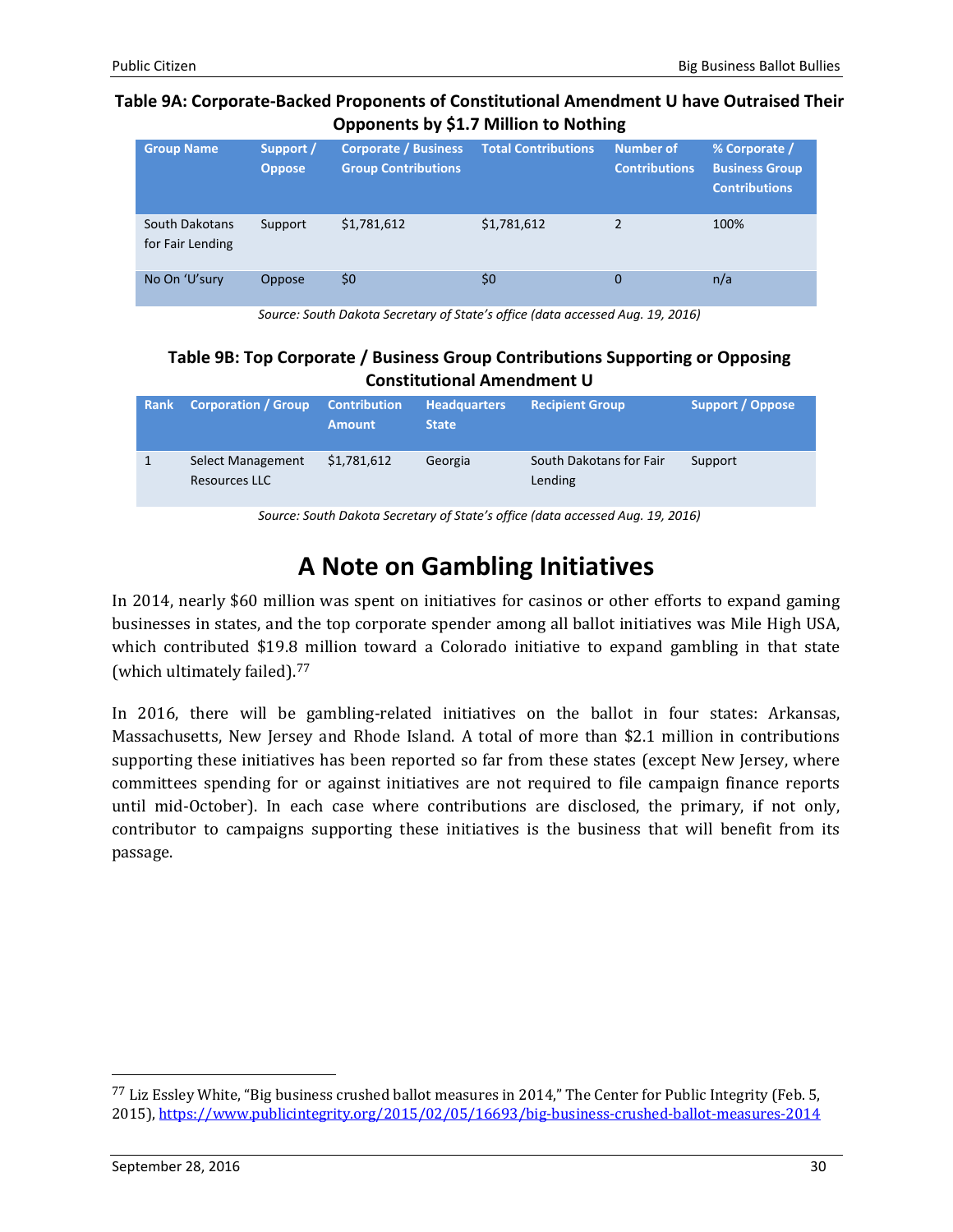**Table 9A: Corporate-Backed Proponents of Constitutional Amendment U have Outraised Their Opponents by $1.7 Million to Nothing**

| Group Name | Support / Oppose | Corporate / Business Group Contributions | Total Contributions | Number of Contributions | % Corporate / Business Group Contributions |
|---|---|---|---|---|---|
| South Dakotans for Fair Lending | Support | $1,781,612 | $1,781,612 | 2 | 100% |
| No On 'U'sury | Oppose | $0 | $0 | 0 | n/a |

*Source: South Dakota Secretary of State's office (data accessed Aug. 19, 2016)*

**Table 9B: Top Corporate / Business Group Contributions Supporting or Opposing Constitutional Amendment U**

| Rank | Corporation / Group | Contribution Amount | Headquarters State | Recipient Group | Support / Oppose |
|---|---|---|---|---|---|
| 1 | Select Management Resources LLC | $1,781,612 | Georgia | South Dakotans for Fair Lending | Support |

*Source: South Dakota Secretary of State's office (data accessed Aug. 19, 2016)*

# A Note on Gambling Initiatives

In 2014, nearly $60 million was spent on initiatives for casinos or other efforts to expand gaming businesses in states, and the top corporate spender among all ballot initiatives was Mile High USA, which contributed $19.8 million toward a Colorado initiative to expand gambling in that state (which ultimately failed).[77]

In 2016, there will be gambling-related initiatives on the ballot in four states: Arkansas, Massachusetts, New Jersey and Rhode Island. A total of more than $2.1 million in contributions supporting these initiatives has been reported so far from these states (except New Jersey, where committees spending for or against initiatives are not required to file campaign finance reports until mid-October). In each case where contributions are disclosed, the primary, if not only, contributor to campaigns supporting these initiatives is the business that will benefit from its passage.

[77] Liz Essley White, "Big business crushed ballot measures in 2014," The Center for Public Integrity (Feb. 5, 2015), https://www.publicintegrity.org/2015/02/05/16693/big-business-crushed-ballot-measures-2014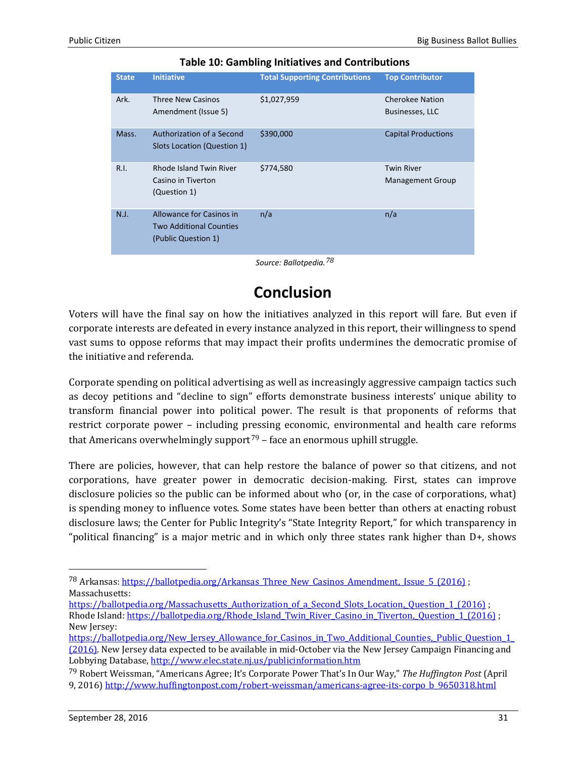**Table 10: Gambling Initiatives and Contributions**

| State | Initiative | Total Supporting Contributions | Top Contributor |
|---|---|---|---|
| Ark. | Three New Casinos Amendment (Issue 5) | $1,027,959 | Cherokee Nation Businesses, LLC |
| Mass. | Authorization of a Second Slots Location (Question 1) | $390,000 | Capital Productions |
| R.I. | Rhode Island Twin River Casino in Tiverton (Question 1) | $774,580 | Twin River Management Group |
| N.J. | Allowance for Casinos in Two Additional Counties (Public Question 1) | n/a | n/a |

*Source: Ballotpedia.*[78]

# Conclusion

Voters will have the final say on how the initiatives analyzed in this report will fare. But even if corporate interests are defeated in every instance analyzed in this report, their willingness to spend vast sums to oppose reforms that may impact their profits undermines the democratic promise of the initiative and referenda.

Corporate spending on political advertising as well as increasingly aggressive campaign tactics such as decoy petitions and "decline to sign" efforts demonstrate business interests' unique ability to transform financial power into political power. The result is that proponents of reforms that restrict corporate power – including pressing economic, environmental and health care reforms that Americans overwhelmingly support[79] – face an enormous uphill struggle.

There are policies, however, that can help restore the balance of power so that citizens, and not corporations, have greater power in democratic decision-making. First, states can improve disclosure policies so the public can be informed about who (or, in the case of corporations, what) is spending money to influence votes. Some states have been better than others at enacting robust disclosure laws; the Center for Public Integrity's "State Integrity Report," for which transparency in "political financing" is a major metric and in which only three states rank higher than D+, shows

---

[78] Arkansas: https://ballotpedia.org/Arkansas_Three_New_Casinos_Amendment,_Issue_5_(2016) ; Massachusetts: https://ballotpedia.org/Massachusetts_Authorization_of_a_Second_Slots_Location,_Question_1_(2016) ; Rhode Island: https://ballotpedia.org/Rhode_Island_Twin_River_Casino_in_Tiverton,_Question_1_(2016) ; New Jersey: https://ballotpedia.org/New_Jersey_Allowance_for_Casinos_in_Two_Additional_Counties,_Public_Question_1_(2016). New Jersey data expected to be available in mid-October via the New Jersey Campaign Financing and Lobbying Database, http://www.elec.state.nj.us/publicinformation.htm

[79] Robert Weissman, "Americans Agree; It's Corporate Power That's In Our Way," *The Huffington Post* (April 9, 2016) http://www.huffingtonpost.com/robert-weissman/americans-agree-its-corpo_b_9650318.html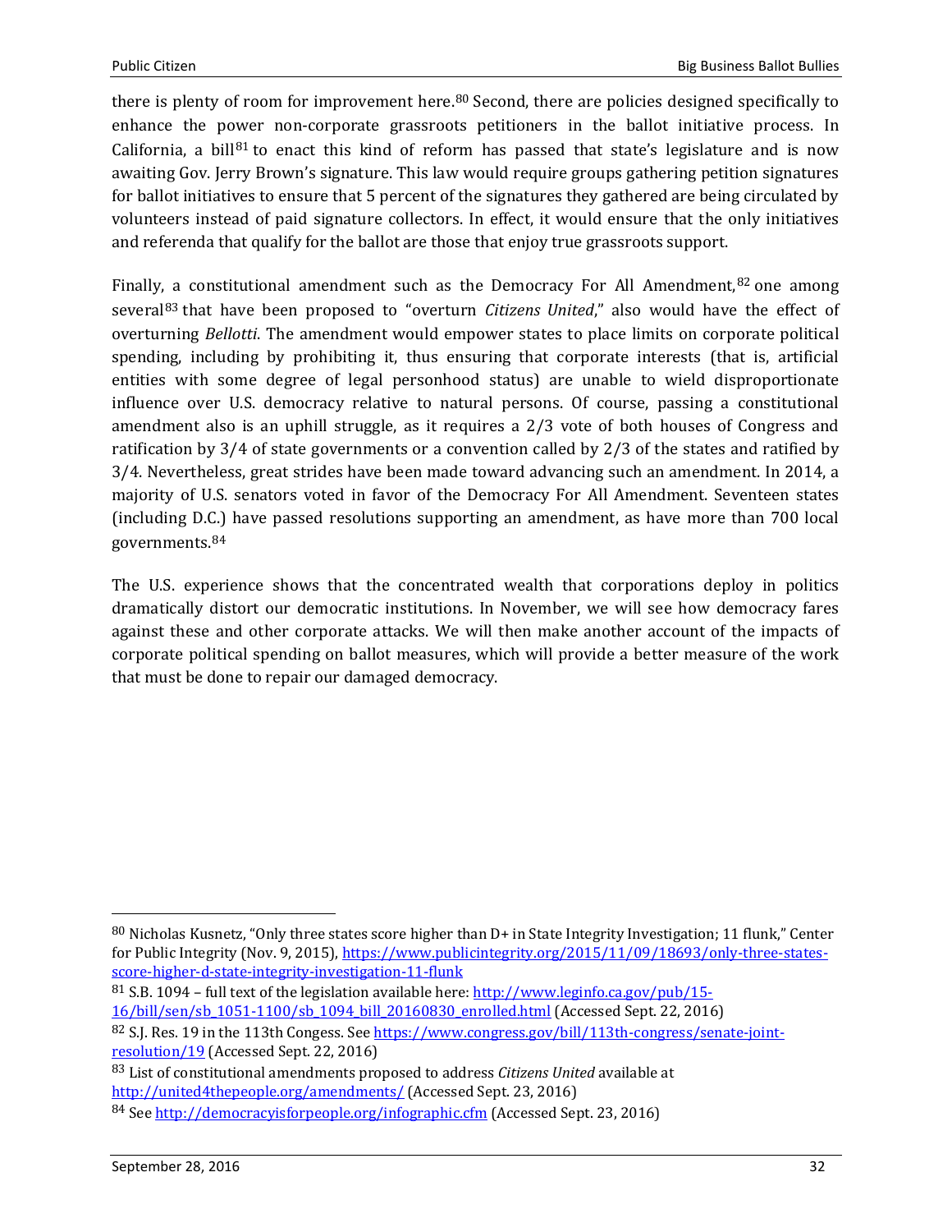there is plenty of room for improvement here.[80] Second, there are policies designed specifically to enhance the power non-corporate grassroots petitioners in the ballot initiative process. In California, a bill[81] to enact this kind of reform has passed that state's legislature and is now awaiting Gov. Jerry Brown's signature. This law would require groups gathering petition signatures for ballot initiatives to ensure that 5 percent of the signatures they gathered are being circulated by volunteers instead of paid signature collectors. In effect, it would ensure that the only initiatives and referenda that qualify for the ballot are those that enjoy true grassroots support.

Finally, a constitutional amendment such as the Democracy For All Amendment,[82] one among several[83] that have been proposed to "overturn *Citizens United*," also would have the effect of overturning *Bellotti*. The amendment would empower states to place limits on corporate political spending, including by prohibiting it, thus ensuring that corporate interests (that is, artificial entities with some degree of legal personhood status) are unable to wield disproportionate influence over U.S. democracy relative to natural persons. Of course, passing a constitutional amendment also is an uphill struggle, as it requires a 2/3 vote of both houses of Congress and ratification by 3/4 of state governments or a convention called by 2/3 of the states and ratified by 3/4. Nevertheless, great strides have been made toward advancing such an amendment. In 2014, a majority of U.S. senators voted in favor of the Democracy For All Amendment. Seventeen states (including D.C.) have passed resolutions supporting an amendment, as have more than 700 local governments.[84]

The U.S. experience shows that the concentrated wealth that corporations deploy in politics dramatically distort our democratic institutions. In November, we will see how democracy fares against these and other corporate attacks. We will then make another account of the impacts of corporate political spending on ballot measures, which will provide a better measure of the work that must be done to repair our damaged democracy.

---

[80] Nicholas Kusnetz, "Only three states score higher than D+ in State Integrity Investigation; 11 flunk," Center for Public Integrity (Nov. 9, 2015), https://www.publicintegrity.org/2015/11/09/18693/only-three-states-score-higher-d-state-integrity-investigation-11-flunk

[81] S.B. 1094 – full text of the legislation available here: http://www.leginfo.ca.gov/pub/15-16/bill/sen/sb_1051-1100/sb_1094_bill_20160830_enrolled.html (Accessed Sept. 22, 2016)

[82] S.J. Res. 19 in the 113th Congess. See https://www.congress.gov/bill/113th-congress/senate-joint-resolution/19 (Accessed Sept. 22, 2016)

[83] List of constitutional amendments proposed to address *Citizens United* available at http://united4thepeople.org/amendments/ (Accessed Sept. 23, 2016)

[84] See http://democracyisforpeople.org/infographic.cfm (Accessed Sept. 23, 2016)